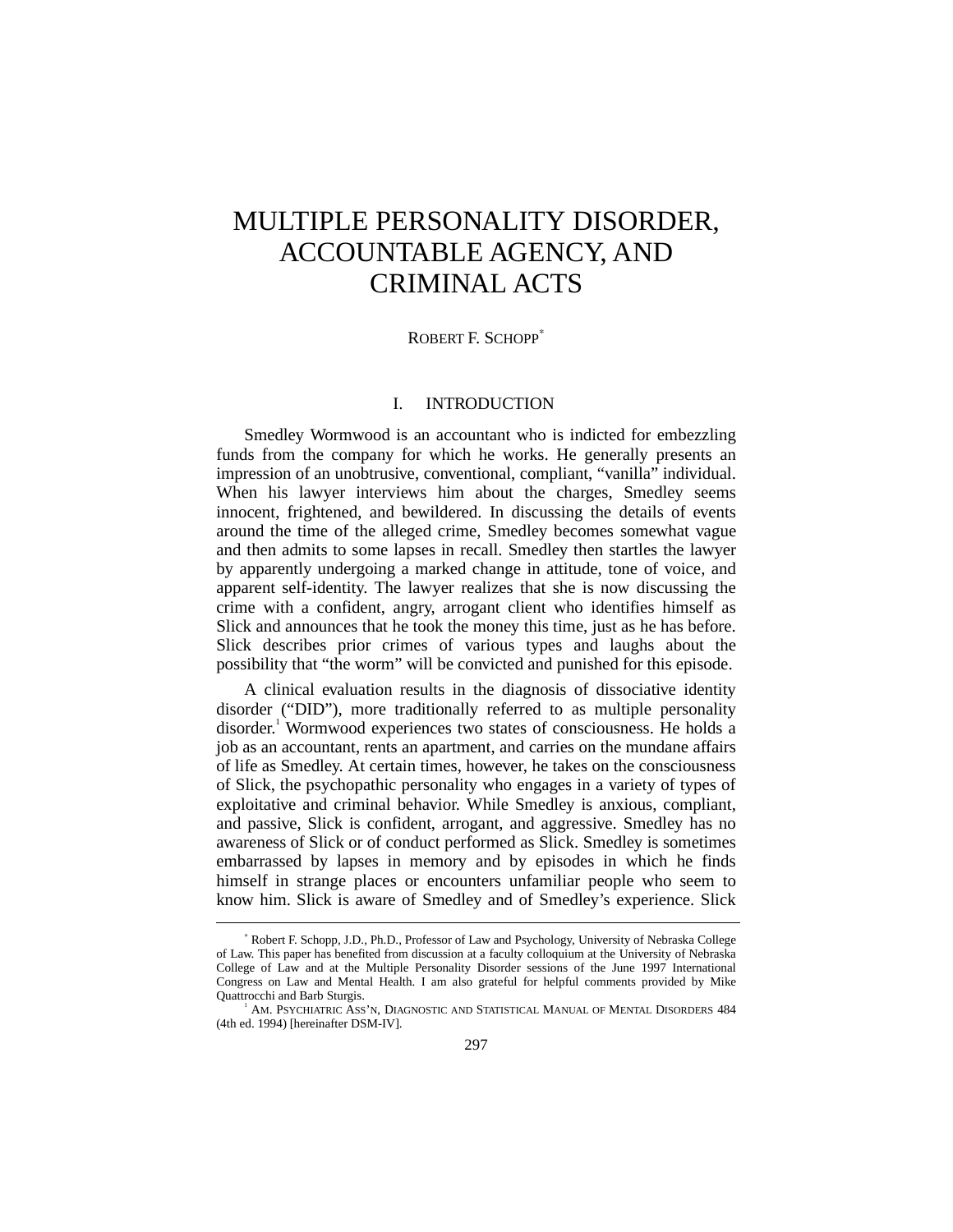# MULTIPLE PERSONALITY DISORDER, ACCOUNTABLE AGENCY, AND CRIMINAL ACTS

ROBERT F. SCHOPP[*]

## I. INTRODUCTION

Smedley Wormwood is an accountant who is indicted for embezzling funds from the company for which he works. He generally presents an impression of an unobtrusive, conventional, compliant, "vanilla" individual. When his lawyer interviews him about the charges, Smedley seems innocent, frightened, and bewildered. In discussing the details of events around the time of the alleged crime, Smedley becomes somewhat vague and then admits to some lapses in recall. Smedley then startles the lawyer by apparently undergoing a marked change in attitude, tone of voice, and apparent self-identity. The lawyer realizes that she is now discussing the crime with a confident, angry, arrogant client who identifies himself as Slick and announces that he took the money this time, just as he has before. Slick describes prior crimes of various types and laughs about the possibility that "the worm" will be convicted and punished for this episode.

A clinical evaluation results in the diagnosis of dissociative identity disorder ("DID"), more traditionally referred to as multiple personality disorder.[1] Wormwood experiences two states of consciousness. He holds a job as an accountant, rents an apartment, and carries on the mundane affairs of life as Smedley. At certain times, however, he takes on the consciousness of Slick, the psychopathic personality who engages in a variety of types of exploitative and criminal behavior. While Smedley is anxious, compliant, and passive, Slick is confident, arrogant, and aggressive. Smedley has no awareness of Slick or of conduct performed as Slick. Smedley is sometimes embarrassed by lapses in memory and by episodes in which he finds himself in strange places or encounters unfamiliar people who seem to know him. Slick is aware of Smedley and of Smedley's experience. Slick

---

[*] Robert F. Schopp, J.D., Ph.D., Professor of Law and Psychology, University of Nebraska College of Law. This paper has benefited from discussion at a faculty colloquium at the University of Nebraska College of Law and at the Multiple Personality Disorder sessions of the June 1997 International Congress on Law and Mental Health. I am also grateful for helpful comments provided by Mike Quattrocchi and Barb Sturgis.

[1] AM. PSYCHIATRIC ASS'N, DIAGNOSTIC AND STATISTICAL MANUAL OF MENTAL DISORDERS 484 (4th ed. 1994) [hereinafter DSM-IV].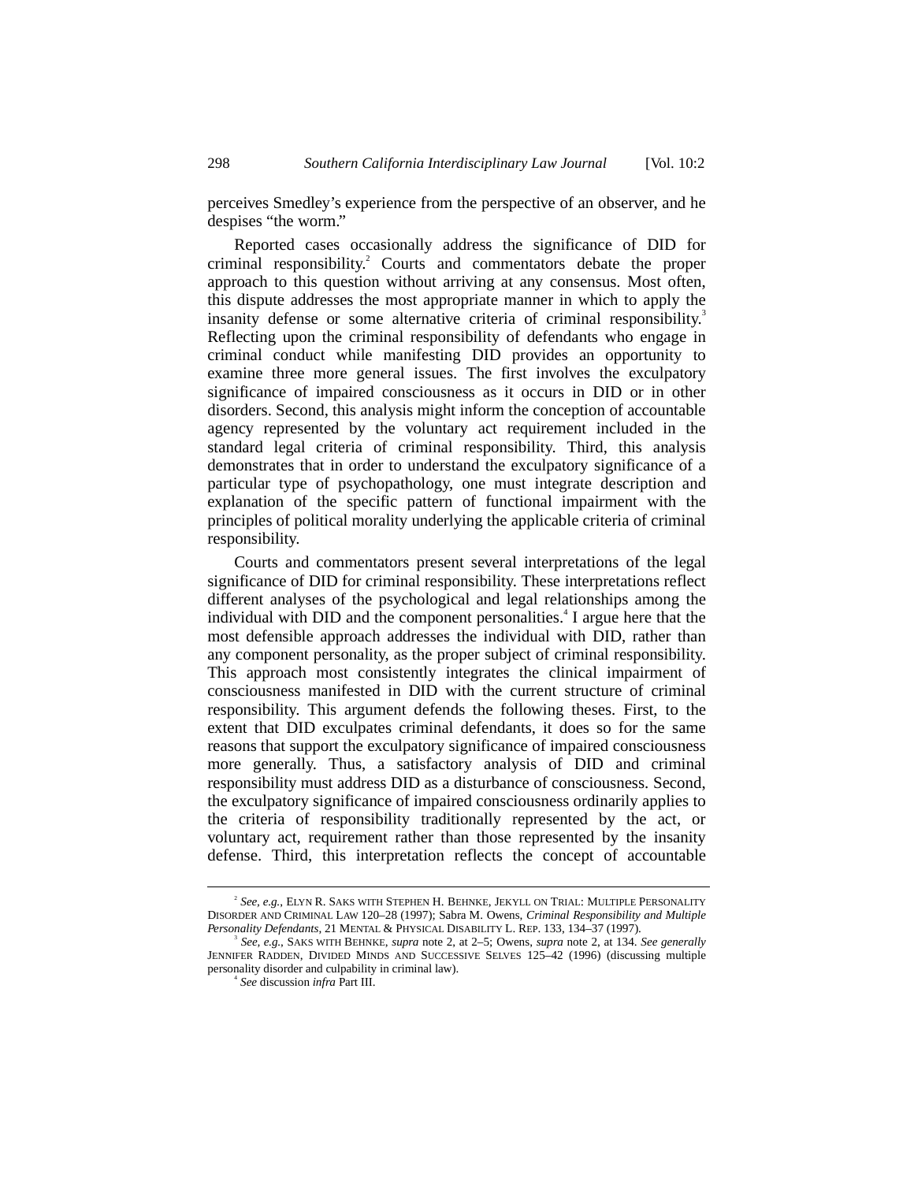perceives Smedley's experience from the perspective of an observer, and he despises "the worm."

Reported cases occasionally address the significance of DID for criminal responsibility.[2] Courts and commentators debate the proper approach to this question without arriving at any consensus. Most often, this dispute addresses the most appropriate manner in which to apply the insanity defense or some alternative criteria of criminal responsibility.[3] Reflecting upon the criminal responsibility of defendants who engage in criminal conduct while manifesting DID provides an opportunity to examine three more general issues. The first involves the exculpatory significance of impaired consciousness as it occurs in DID or in other disorders. Second, this analysis might inform the conception of accountable agency represented by the voluntary act requirement included in the standard legal criteria of criminal responsibility. Third, this analysis demonstrates that in order to understand the exculpatory significance of a particular type of psychopathology, one must integrate description and explanation of the specific pattern of functional impairment with the principles of political morality underlying the applicable criteria of criminal responsibility.

Courts and commentators present several interpretations of the legal significance of DID for criminal responsibility. These interpretations reflect different analyses of the psychological and legal relationships among the individual with DID and the component personalities.[4] I argue here that the most defensible approach addresses the individual with DID, rather than any component personality, as the proper subject of criminal responsibility. This approach most consistently integrates the clinical impairment of consciousness manifested in DID with the current structure of criminal responsibility. This argument defends the following theses. First, to the extent that DID exculpates criminal defendants, it does so for the same reasons that support the exculpatory significance of impaired consciousness more generally. Thus, a satisfactory analysis of DID and criminal responsibility must address DID as a disturbance of consciousness. Second, the exculpatory significance of impaired consciousness ordinarily applies to the criteria of responsibility traditionally represented by the act, or voluntary act, requirement rather than those represented by the insanity defense. Third, this interpretation reflects the concept of accountable

---

[2] *See, e.g.*, ELYN R. SAKS WITH STEPHEN H. BEHNKE, JEKYLL ON TRIAL: MULTIPLE PERSONALITY DISORDER AND CRIMINAL LAW 120–28 (1997); Sabra M. Owens, *Criminal Responsibility and Multiple Personality Defendants*, 21 MENTAL & PHYSICAL DISABILITY L. REP. 133, 134–37 (1997).

[3] *See, e.g.*, SAKS WITH BEHNKE, *supra* note 2, at 2–5; Owens, *supra* note 2, at 134. *See generally* JENNIFER RADDEN, DIVIDED MINDS AND SUCCESSIVE SELVES 125–42 (1996) (discussing multiple personality disorder and culpability in criminal law).

[4] *See* discussion *infra* Part III.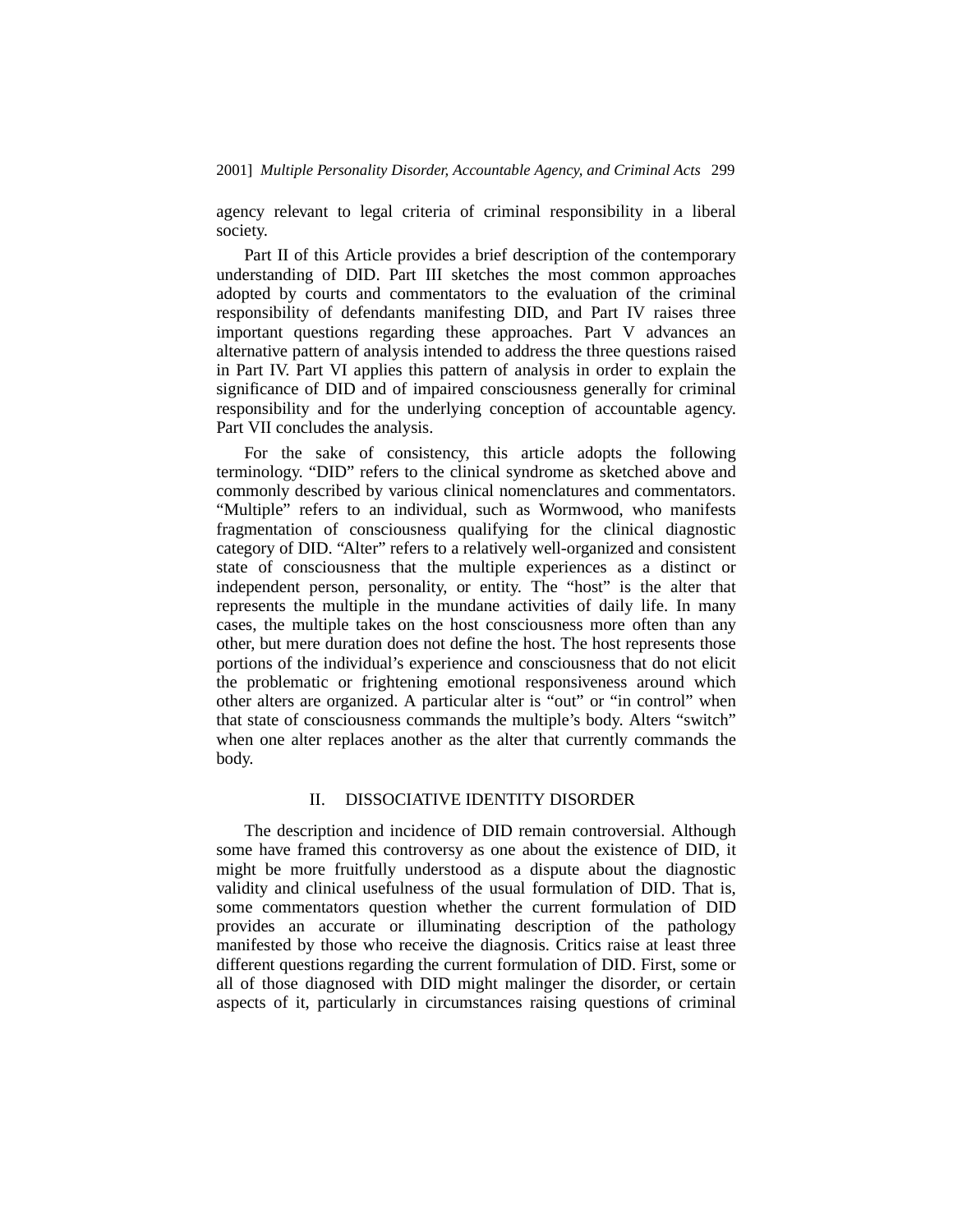agency relevant to legal criteria of criminal responsibility in a liberal society.

Part II of this Article provides a brief description of the contemporary understanding of DID. Part III sketches the most common approaches adopted by courts and commentators to the evaluation of the criminal responsibility of defendants manifesting DID, and Part IV raises three important questions regarding these approaches. Part V advances an alternative pattern of analysis intended to address the three questions raised in Part IV. Part VI applies this pattern of analysis in order to explain the significance of DID and of impaired consciousness generally for criminal responsibility and for the underlying conception of accountable agency. Part VII concludes the analysis.

For the sake of consistency, this article adopts the following terminology. "DID" refers to the clinical syndrome as sketched above and commonly described by various clinical nomenclatures and commentators. "Multiple" refers to an individual, such as Wormwood, who manifests fragmentation of consciousness qualifying for the clinical diagnostic category of DID. "Alter" refers to a relatively well-organized and consistent state of consciousness that the multiple experiences as a distinct or independent person, personality, or entity. The "host" is the alter that represents the multiple in the mundane activities of daily life. In many cases, the multiple takes on the host consciousness more often than any other, but mere duration does not define the host. The host represents those portions of the individual's experience and consciousness that do not elicit the problematic or frightening emotional responsiveness around which other alters are organized. A particular alter is "out" or "in control" when that state of consciousness commands the multiple's body. Alters "switch" when one alter replaces another as the alter that currently commands the body.

## II. DISSOCIATIVE IDENTITY DISORDER

The description and incidence of DID remain controversial. Although some have framed this controversy as one about the existence of DID, it might be more fruitfully understood as a dispute about the diagnostic validity and clinical usefulness of the usual formulation of DID. That is, some commentators question whether the current formulation of DID provides an accurate or illuminating description of the pathology manifested by those who receive the diagnosis. Critics raise at least three different questions regarding the current formulation of DID. First, some or all of those diagnosed with DID might malinger the disorder, or certain aspects of it, particularly in circumstances raising questions of criminal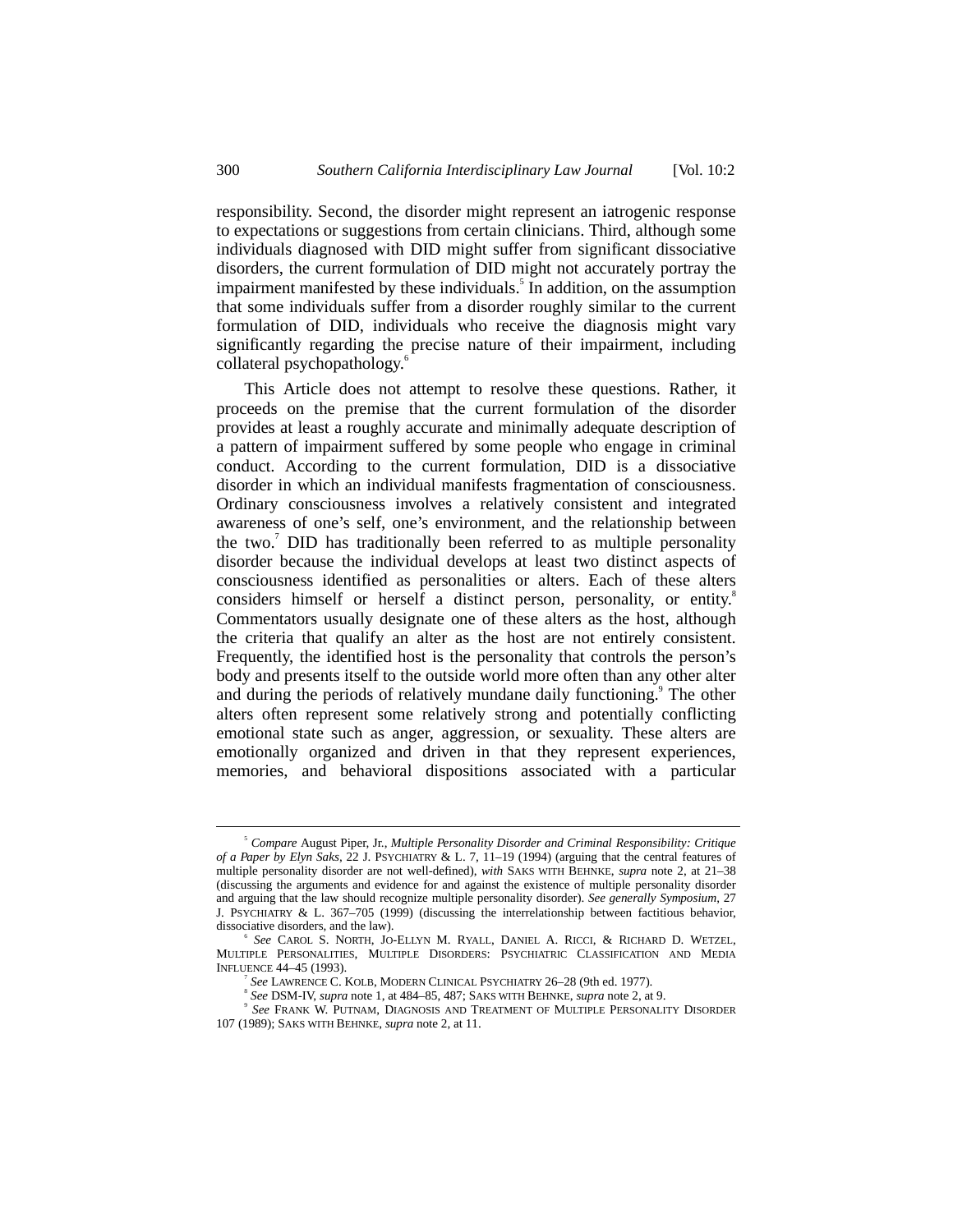responsibility. Second, the disorder might represent an iatrogenic response to expectations or suggestions from certain clinicians. Third, although some individuals diagnosed with DID might suffer from significant dissociative disorders, the current formulation of DID might not accurately portray the impairment manifested by these individuals.[5] In addition, on the assumption that some individuals suffer from a disorder roughly similar to the current formulation of DID, individuals who receive the diagnosis might vary significantly regarding the precise nature of their impairment, including collateral psychopathology.[6]

This Article does not attempt to resolve these questions. Rather, it proceeds on the premise that the current formulation of the disorder provides at least a roughly accurate and minimally adequate description of a pattern of impairment suffered by some people who engage in criminal conduct. According to the current formulation, DID is a dissociative disorder in which an individual manifests fragmentation of consciousness. Ordinary consciousness involves a relatively consistent and integrated awareness of one's self, one's environment, and the relationship between the two.[7] DID has traditionally been referred to as multiple personality disorder because the individual develops at least two distinct aspects of consciousness identified as personalities or alters. Each of these alters considers himself or herself a distinct person, personality, or entity.[8] Commentators usually designate one of these alters as the host, although the criteria that qualify an alter as the host are not entirely consistent. Frequently, the identified host is the personality that controls the person's body and presents itself to the outside world more often than any other alter and during the periods of relatively mundane daily functioning.[9] The other alters often represent some relatively strong and potentially conflicting emotional state such as anger, aggression, or sexuality. These alters are emotionally organized and driven in that they represent experiences, memories, and behavioral dispositions associated with a particular

---

[5] *Compare* August Piper, Jr., *Multiple Personality Disorder and Criminal Responsibility: Critique of a Paper by Elyn Saks*, 22 J. PSYCHIATRY & L. 7, 11–19 (1994) (arguing that the central features of multiple personality disorder are not well-defined), *with* SAKS WITH BEHNKE, *supra* note 2, at 21–38 (discussing the arguments and evidence for and against the existence of multiple personality disorder and arguing that the law should recognize multiple personality disorder). *See generally Symposium*, 27 J. PSYCHIATRY & L. 367–705 (1999) (discussing the interrelationship between factitious behavior, dissociative disorders, and the law).

[6] *See* CAROL S. NORTH, JO-ELLYN M. RYALL, DANIEL A. RICCI, & RICHARD D. WETZEL, MULTIPLE PERSONALITIES, MULTIPLE DISORDERS: PSYCHIATRIC CLASSIFICATION AND MEDIA INFLUENCE 44–45 (1993).

[7] *See* LAWRENCE C. KOLB, MODERN CLINICAL PSYCHIATRY 26–28 (9th ed. 1977).

[8] *See* DSM-IV, *supra* note 1, at 484–85, 487; SAKS WITH BEHNKE, *supra* note 2, at 9.

[9] *See* FRANK W. PUTNAM, DIAGNOSIS AND TREATMENT OF MULTIPLE PERSONALITY DISORDER 107 (1989); SAKS WITH BEHNKE, *supra* note 2, at 11.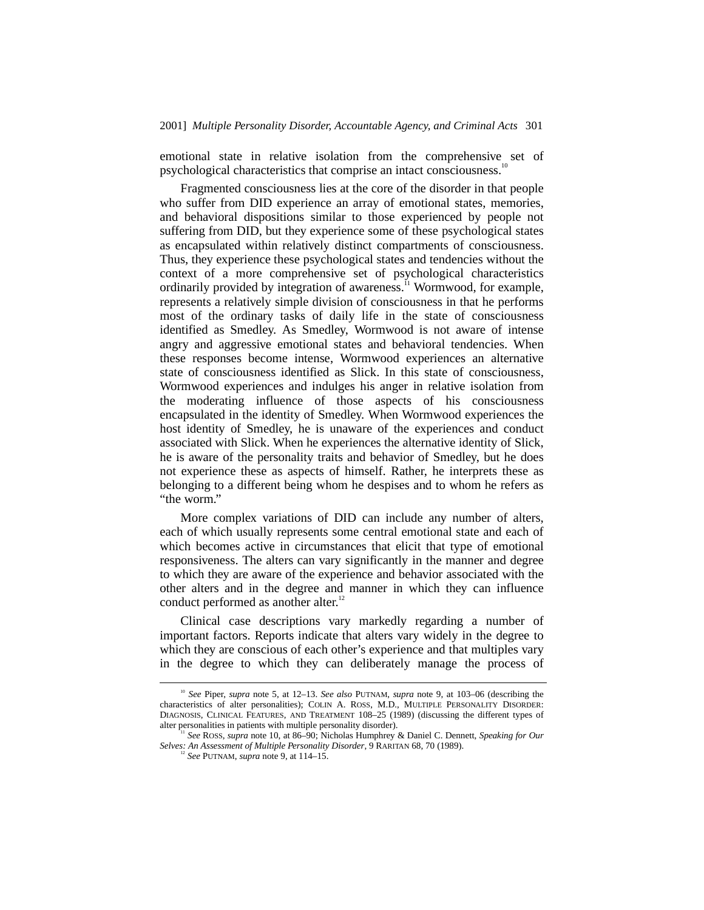emotional state in relative isolation from the comprehensive set of psychological characteristics that comprise an intact consciousness.[10]

Fragmented consciousness lies at the core of the disorder in that people who suffer from DID experience an array of emotional states, memories, and behavioral dispositions similar to those experienced by people not suffering from DID, but they experience some of these psychological states as encapsulated within relatively distinct compartments of consciousness. Thus, they experience these psychological states and tendencies without the context of a more comprehensive set of psychological characteristics ordinarily provided by integration of awareness.[11] Wormwood, for example, represents a relatively simple division of consciousness in that he performs most of the ordinary tasks of daily life in the state of consciousness identified as Smedley. As Smedley, Wormwood is not aware of intense angry and aggressive emotional states and behavioral tendencies. When these responses become intense, Wormwood experiences an alternative state of consciousness identified as Slick. In this state of consciousness, Wormwood experiences and indulges his anger in relative isolation from the moderating influence of those aspects of his consciousness encapsulated in the identity of Smedley. When Wormwood experiences the host identity of Smedley, he is unaware of the experiences and conduct associated with Slick. When he experiences the alternative identity of Slick, he is aware of the personality traits and behavior of Smedley, but he does not experience these as aspects of himself. Rather, he interprets these as belonging to a different being whom he despises and to whom he refers as "the worm."

More complex variations of DID can include any number of alters, each of which usually represents some central emotional state and each of which becomes active in circumstances that elicit that type of emotional responsiveness. The alters can vary significantly in the manner and degree to which they are aware of the experience and behavior associated with the other alters and in the degree and manner in which they can influence conduct performed as another alter.[12]

Clinical case descriptions vary markedly regarding a number of important factors. Reports indicate that alters vary widely in the degree to which they are conscious of each other's experience and that multiples vary in the degree to which they can deliberately manage the process of

---

[10] *See* Piper, *supra* note 5, at 12–13. *See also* PUTNAM, *supra* note 9, at 103–06 (describing the characteristics of alter personalities); COLIN A. ROSS, M.D., MULTIPLE PERSONALITY DISORDER: DIAGNOSIS, CLINICAL FEATURES, AND TREATMENT 108–25 (1989) (discussing the different types of alter personalities in patients with multiple personality disorder).

[11] *See* ROSS, *supra* note 10, at 86–90; Nicholas Humphrey & Daniel C. Dennett, *Speaking for Our Selves: An Assessment of Multiple Personality Disorder*, 9 RARITAN 68, 70 (1989).

[12] *See* PUTNAM, *supra* note 9, at 114–15.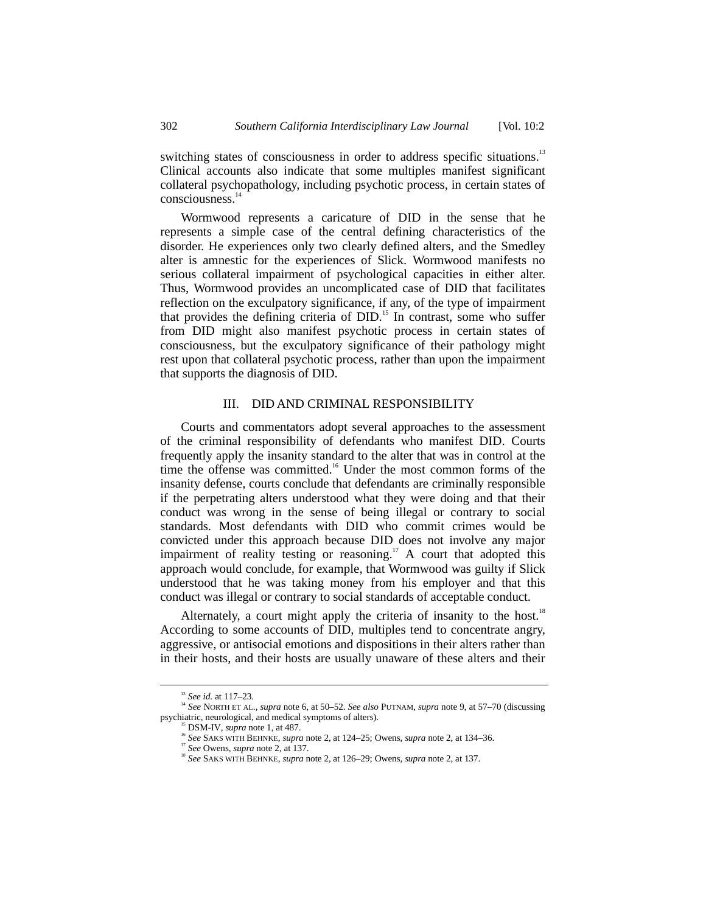switching states of consciousness in order to address specific situations.[13] Clinical accounts also indicate that some multiples manifest significant collateral psychopathology, including psychotic process, in certain states of consciousness.[14]

Wormwood represents a caricature of DID in the sense that he represents a simple case of the central defining characteristics of the disorder. He experiences only two clearly defined alters, and the Smedley alter is amnestic for the experiences of Slick. Wormwood manifests no serious collateral impairment of psychological capacities in either alter. Thus, Wormwood provides an uncomplicated case of DID that facilitates reflection on the exculpatory significance, if any, of the type of impairment that provides the defining criteria of DID.[15] In contrast, some who suffer from DID might also manifest psychotic process in certain states of consciousness, but the exculpatory significance of their pathology might rest upon that collateral psychotic process, rather than upon the impairment that supports the diagnosis of DID.

## III. DID AND CRIMINAL RESPONSIBILITY

Courts and commentators adopt several approaches to the assessment of the criminal responsibility of defendants who manifest DID. Courts frequently apply the insanity standard to the alter that was in control at the time the offense was committed.[16] Under the most common forms of the insanity defense, courts conclude that defendants are criminally responsible if the perpetrating alters understood what they were doing and that their conduct was wrong in the sense of being illegal or contrary to social standards. Most defendants with DID who commit crimes would be convicted under this approach because DID does not involve any major impairment of reality testing or reasoning.[17] A court that adopted this approach would conclude, for example, that Wormwood was guilty if Slick understood that he was taking money from his employer and that this conduct was illegal or contrary to social standards of acceptable conduct.

Alternately, a court might apply the criteria of insanity to the host.[18] According to some accounts of DID, multiples tend to concentrate angry, aggressive, or antisocial emotions and dispositions in their alters rather than in their hosts, and their hosts are usually unaware of these alters and their

---

[13] *See id.* at 117–23.

[14] *See* NORTH ET AL., *supra* note 6, at 50–52. *See also* PUTNAM, *supra* note 9, at 57–70 (discussing psychiatric, neurological, and medical symptoms of alters).

[15] DSM-IV, *supra* note 1, at 487.

[16] *See* SAKS WITH BEHNKE, *supra* note 2, at 124–25; Owens, *supra* note 2, at 134–36.

[17] *See* Owens, *supra* note 2, at 137.

[18] *See* SAKS WITH BEHNKE, *supra* note 2, at 126–29; Owens, *supra* note 2, at 137.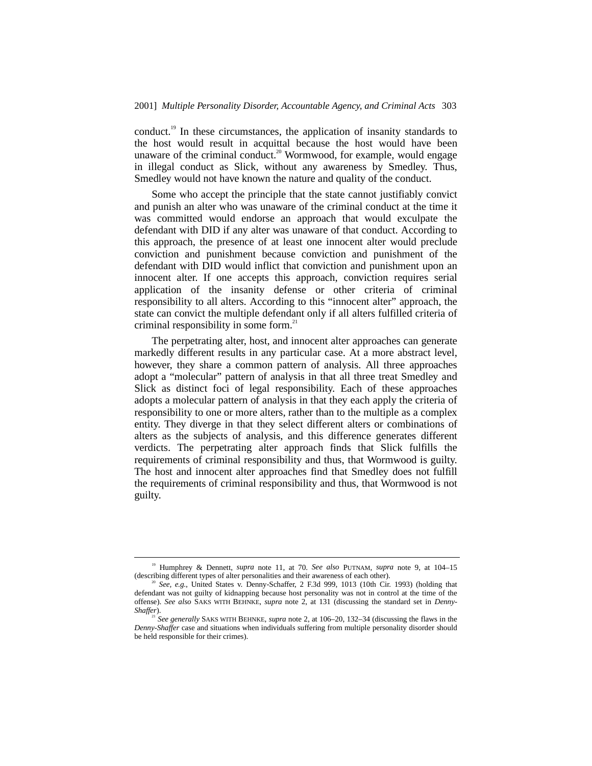conduct.[19] In these circumstances, the application of insanity standards to the host would result in acquittal because the host would have been unaware of the criminal conduct.[20] Wormwood, for example, would engage in illegal conduct as Slick, without any awareness by Smedley. Thus, Smedley would not have known the nature and quality of the conduct.

Some who accept the principle that the state cannot justifiably convict and punish an alter who was unaware of the criminal conduct at the time it was committed would endorse an approach that would exculpate the defendant with DID if any alter was unaware of that conduct. According to this approach, the presence of at least one innocent alter would preclude conviction and punishment because conviction and punishment of the defendant with DID would inflict that conviction and punishment upon an innocent alter. If one accepts this approach, conviction requires serial application of the insanity defense or other criteria of criminal responsibility to all alters. According to this "innocent alter" approach, the state can convict the multiple defendant only if all alters fulfilled criteria of criminal responsibility in some form.[21]

The perpetrating alter, host, and innocent alter approaches can generate markedly different results in any particular case. At a more abstract level, however, they share a common pattern of analysis. All three approaches adopt a "molecular" pattern of analysis in that all three treat Smedley and Slick as distinct foci of legal responsibility. Each of these approaches adopts a molecular pattern of analysis in that they each apply the criteria of responsibility to one or more alters, rather than to the multiple as a complex entity. They diverge in that they select different alters or combinations of alters as the subjects of analysis, and this difference generates different verdicts. The perpetrating alter approach finds that Slick fulfills the requirements of criminal responsibility and thus, that Wormwood is guilty. The host and innocent alter approaches find that Smedley does not fulfill the requirements of criminal responsibility and thus, that Wormwood is not guilty.

---

[19] Humphrey & Dennett, *supra* note 11, at 70. *See also* PUTNAM, *supra* note 9, at 104–15 (describing different types of alter personalities and their awareness of each other).

[20] *See, e.g.*, United States v. Denny-Schaffer, 2 F.3d 999, 1013 (10th Cir. 1993) (holding that defendant was not guilty of kidnapping because host personality was not in control at the time of the offense). *See also* SAKS WITH BEHNKE, *supra* note 2, at 131 (discussing the standard set in *Denny-Shaffer*).

[21] *See generally* SAKS WITH BEHNKE, *supra* note 2, at 106–20, 132–34 (discussing the flaws in the *Denny-Shaffer* case and situations when individuals suffering from multiple personality disorder should be held responsible for their crimes).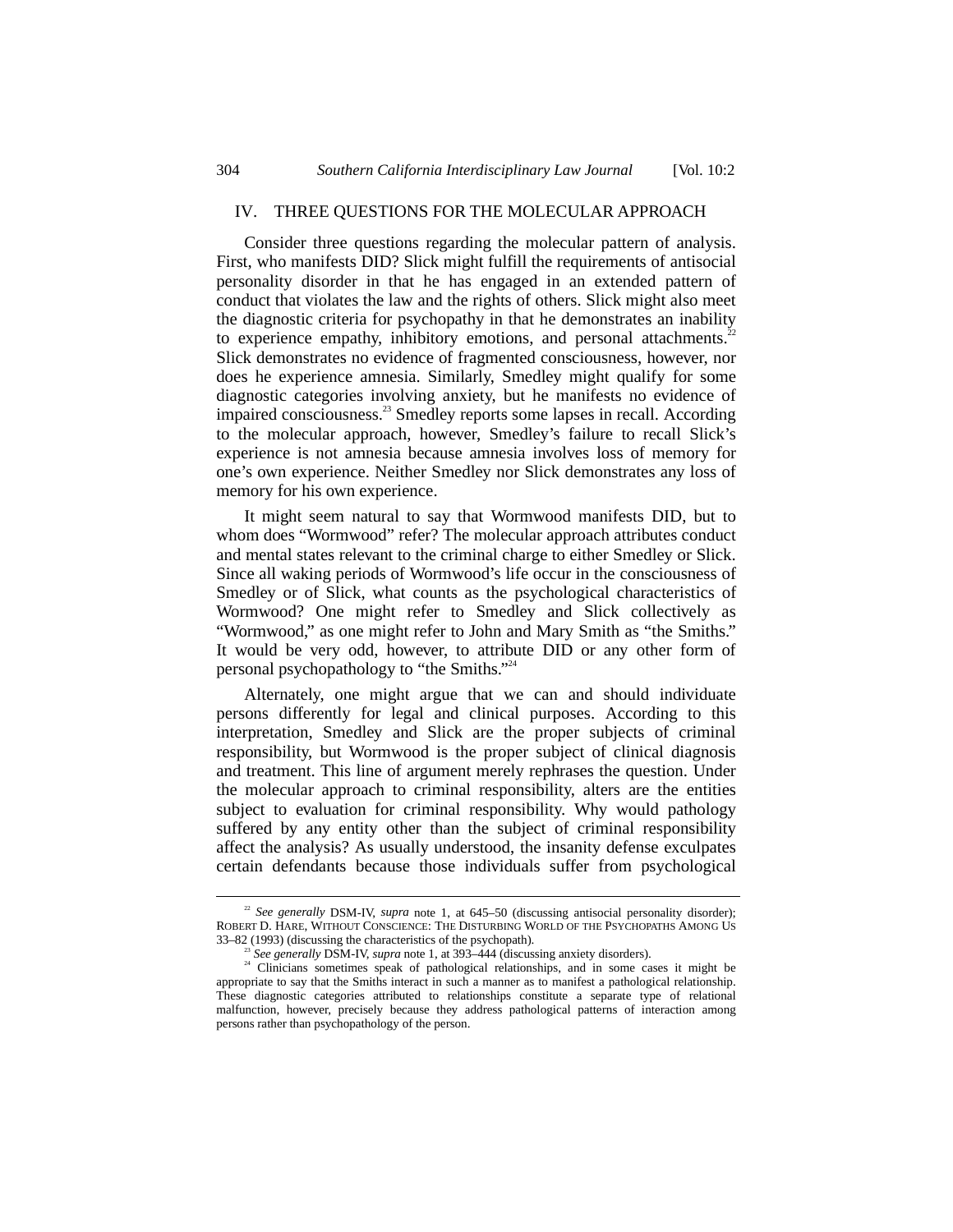## IV. THREE QUESTIONS FOR THE MOLECULAR APPROACH

Consider three questions regarding the molecular pattern of analysis. First, who manifests DID? Slick might fulfill the requirements of antisocial personality disorder in that he has engaged in an extended pattern of conduct that violates the law and the rights of others. Slick might also meet the diagnostic criteria for psychopathy in that he demonstrates an inability to experience empathy, inhibitory emotions, and personal attachments.[22] Slick demonstrates no evidence of fragmented consciousness, however, nor does he experience amnesia. Similarly, Smedley might qualify for some diagnostic categories involving anxiety, but he manifests no evidence of impaired consciousness.[23] Smedley reports some lapses in recall. According to the molecular approach, however, Smedley's failure to recall Slick's experience is not amnesia because amnesia involves loss of memory for one's own experience. Neither Smedley nor Slick demonstrates any loss of memory for his own experience.

It might seem natural to say that Wormwood manifests DID, but to whom does "Wormwood" refer? The molecular approach attributes conduct and mental states relevant to the criminal charge to either Smedley or Slick. Since all waking periods of Wormwood's life occur in the consciousness of Smedley or of Slick, what counts as the psychological characteristics of Wormwood? One might refer to Smedley and Slick collectively as "Wormwood," as one might refer to John and Mary Smith as "the Smiths." It would be very odd, however, to attribute DID or any other form of personal psychopathology to "the Smiths."[24]

Alternately, one might argue that we can and should individuate persons differently for legal and clinical purposes. According to this interpretation, Smedley and Slick are the proper subjects of criminal responsibility, but Wormwood is the proper subject of clinical diagnosis and treatment. This line of argument merely rephrases the question. Under the molecular approach to criminal responsibility, alters are the entities subject to evaluation for criminal responsibility. Why would pathology suffered by any entity other than the subject of criminal responsibility affect the analysis? As usually understood, the insanity defense exculpates certain defendants because those individuals suffer from psychological

---

[22] *See generally* DSM-IV, *supra* note 1, at 645–50 (discussing antisocial personality disorder); ROBERT D. HARE, WITHOUT CONSCIENCE: THE DISTURBING WORLD OF THE PSYCHOPATHS AMONG US 33–82 (1993) (discussing the characteristics of the psychopath).

[23] *See generally* DSM-IV, *supra* note 1, at 393–444 (discussing anxiety disorders).

[24] Clinicians sometimes speak of pathological relationships, and in some cases it might be appropriate to say that the Smiths interact in such a manner as to manifest a pathological relationship. These diagnostic categories attributed to relationships constitute a separate type of relational malfunction, however, precisely because they address pathological patterns of interaction among persons rather than psychopathology of the person.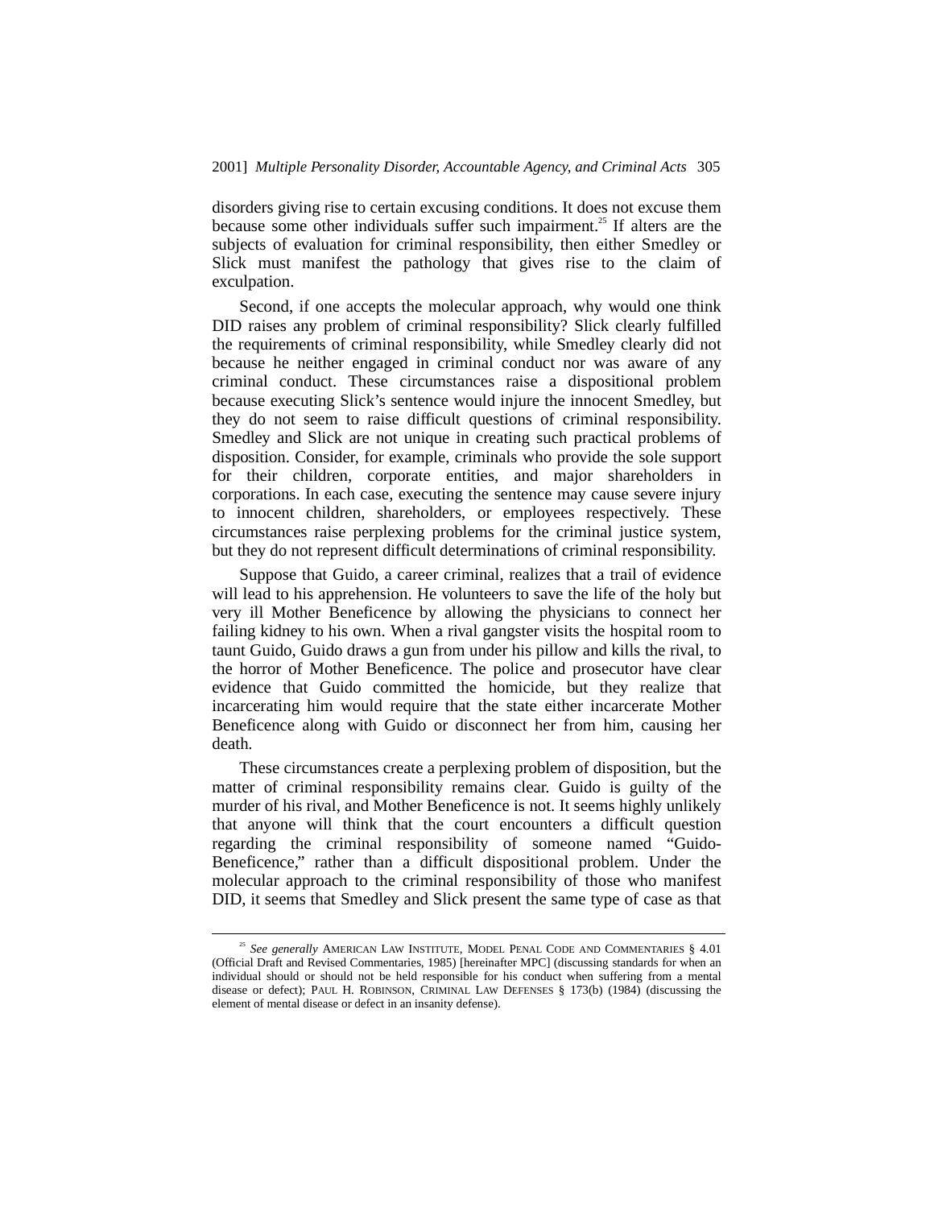disorders giving rise to certain excusing conditions. It does not excuse them because some other individuals suffer such impairment.[25] If alters are the subjects of evaluation for criminal responsibility, then either Smedley or Slick must manifest the pathology that gives rise to the claim of exculpation.

Second, if one accepts the molecular approach, why would one think DID raises any problem of criminal responsibility? Slick clearly fulfilled the requirements of criminal responsibility, while Smedley clearly did not because he neither engaged in criminal conduct nor was aware of any criminal conduct. These circumstances raise a dispositional problem because executing Slick's sentence would injure the innocent Smedley, but they do not seem to raise difficult questions of criminal responsibility. Smedley and Slick are not unique in creating such practical problems of disposition. Consider, for example, criminals who provide the sole support for their children, corporate entities, and major shareholders in corporations. In each case, executing the sentence may cause severe injury to innocent children, shareholders, or employees respectively. These circumstances raise perplexing problems for the criminal justice system, but they do not represent difficult determinations of criminal responsibility.

Suppose that Guido, a career criminal, realizes that a trail of evidence will lead to his apprehension. He volunteers to save the life of the holy but very ill Mother Beneficence by allowing the physicians to connect her failing kidney to his own. When a rival gangster visits the hospital room to taunt Guido, Guido draws a gun from under his pillow and kills the rival, to the horror of Mother Beneficence. The police and prosecutor have clear evidence that Guido committed the homicide, but they realize that incarcerating him would require that the state either incarcerate Mother Beneficence along with Guido or disconnect her from him, causing her death.

These circumstances create a perplexing problem of disposition, but the matter of criminal responsibility remains clear. Guido is guilty of the murder of his rival, and Mother Beneficence is not. It seems highly unlikely that anyone will think that the court encounters a difficult question regarding the criminal responsibility of someone named "Guido-Beneficence," rather than a difficult dispositional problem. Under the molecular approach to the criminal responsibility of those who manifest DID, it seems that Smedley and Slick present the same type of case as that

---

[25] *See generally* AMERICAN LAW INSTITUTE, MODEL PENAL CODE AND COMMENTARIES § 4.01 (Official Draft and Revised Commentaries, 1985) [hereinafter MPC] (discussing standards for when an individual should or should not be held responsible for his conduct when suffering from a mental disease or defect); PAUL H. ROBINSON, CRIMINAL LAW DEFENSES § 173(b) (1984) (discussing the element of mental disease or defect in an insanity defense).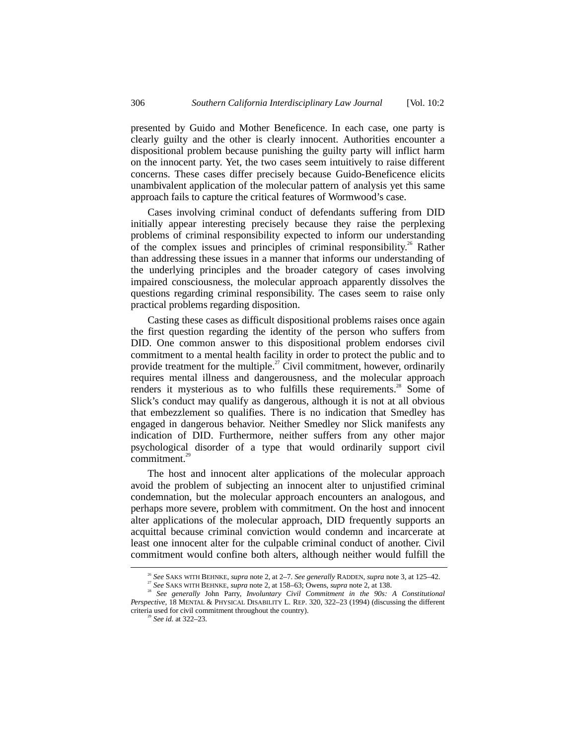presented by Guido and Mother Beneficence. In each case, one party is clearly guilty and the other is clearly innocent. Authorities encounter a dispositional problem because punishing the guilty party will inflict harm on the innocent party. Yet, the two cases seem intuitively to raise different concerns. These cases differ precisely because Guido-Beneficence elicits unambivalent application of the molecular pattern of analysis yet this same approach fails to capture the critical features of Wormwood's case.

Cases involving criminal conduct of defendants suffering from DID initially appear interesting precisely because they raise the perplexing problems of criminal responsibility expected to inform our understanding of the complex issues and principles of criminal responsibility.[26] Rather than addressing these issues in a manner that informs our understanding of the underlying principles and the broader category of cases involving impaired consciousness, the molecular approach apparently dissolves the questions regarding criminal responsibility. The cases seem to raise only practical problems regarding disposition.

Casting these cases as difficult dispositional problems raises once again the first question regarding the identity of the person who suffers from DID. One common answer to this dispositional problem endorses civil commitment to a mental health facility in order to protect the public and to provide treatment for the multiple.[27] Civil commitment, however, ordinarily requires mental illness and dangerousness, and the molecular approach renders it mysterious as to who fulfills these requirements.[28] Some of Slick's conduct may qualify as dangerous, although it is not at all obvious that embezzlement so qualifies. There is no indication that Smedley has engaged in dangerous behavior. Neither Smedley nor Slick manifests any indication of DID. Furthermore, neither suffers from any other major psychological disorder of a type that would ordinarily support civil commitment.[29]

The host and innocent alter applications of the molecular approach avoid the problem of subjecting an innocent alter to unjustified criminal condemnation, but the molecular approach encounters an analogous, and perhaps more severe, problem with commitment. On the host and innocent alter applications of the molecular approach, DID frequently supports an acquittal because criminal conviction would condemn and incarcerate at least one innocent alter for the culpable criminal conduct of another. Civil commitment would confine both alters, although neither would fulfill the

---

[26] *See* SAKS WITH BEHNKE, *supra* note 2, at 2–7. *See generally* RADDEN, *supra* note 3, at 125–42.

[27] *See* SAKS WITH BEHNKE, *supra* note 2, at 158–63; Owens, *supra* note 2, at 138.

[28] *See generally* John Parry, *Involuntary Civil Commitment in the 90s: A Constitutional Perspective*, 18 MENTAL & PHYSICAL DISABILITY L. REP. 320, 322–23 (1994) (discussing the different criteria used for civil commitment throughout the country).

[29] *See id.* at 322–23.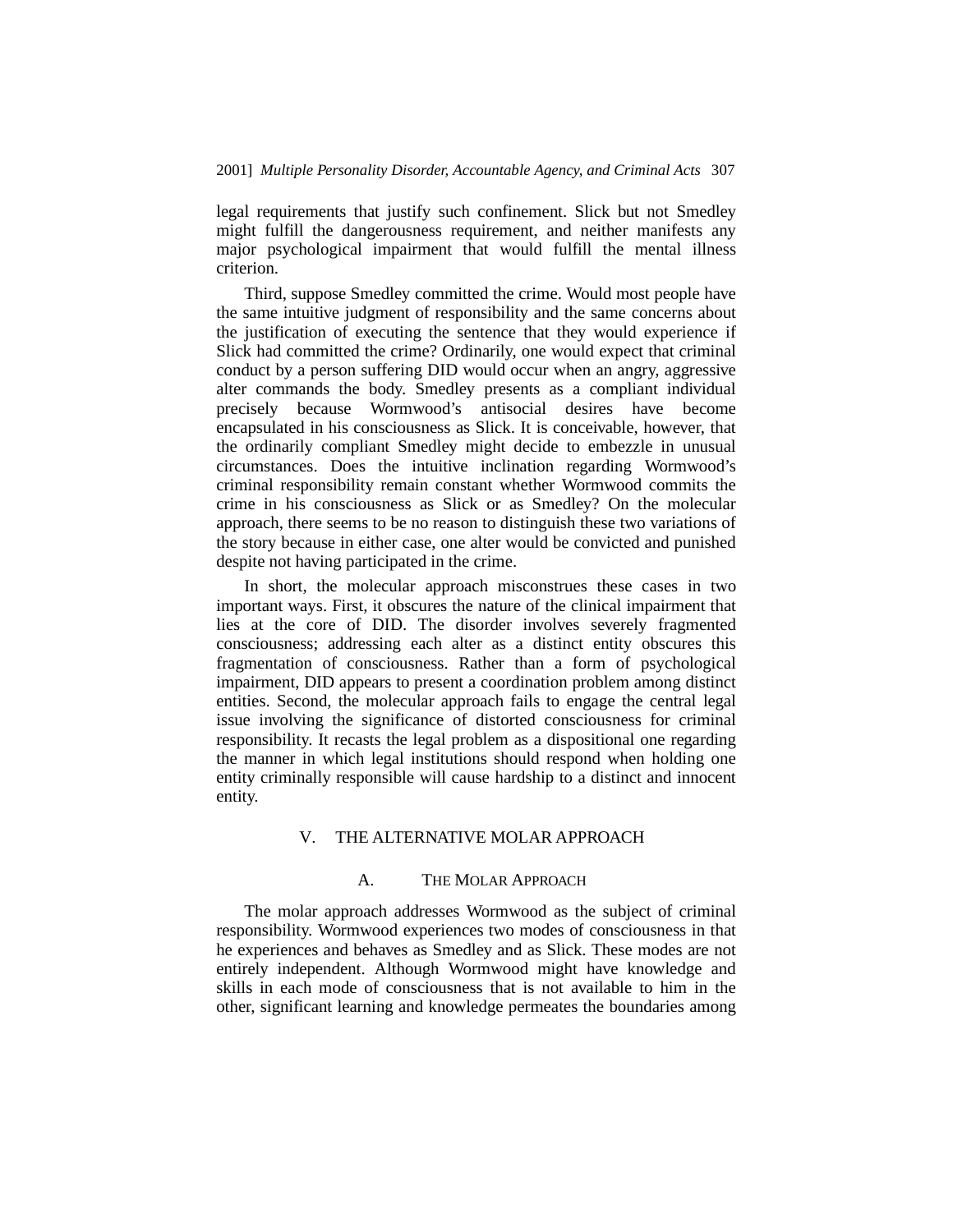legal requirements that justify such confinement. Slick but not Smedley might fulfill the dangerousness requirement, and neither manifests any major psychological impairment that would fulfill the mental illness criterion.

Third, suppose Smedley committed the crime. Would most people have the same intuitive judgment of responsibility and the same concerns about the justification of executing the sentence that they would experience if Slick had committed the crime? Ordinarily, one would expect that criminal conduct by a person suffering DID would occur when an angry, aggressive alter commands the body. Smedley presents as a compliant individual precisely because Wormwood's antisocial desires have become encapsulated in his consciousness as Slick. It is conceivable, however, that the ordinarily compliant Smedley might decide to embezzle in unusual circumstances. Does the intuitive inclination regarding Wormwood's criminal responsibility remain constant whether Wormwood commits the crime in his consciousness as Slick or as Smedley? On the molecular approach, there seems to be no reason to distinguish these two variations of the story because in either case, one alter would be convicted and punished despite not having participated in the crime.

In short, the molecular approach misconstrues these cases in two important ways. First, it obscures the nature of the clinical impairment that lies at the core of DID. The disorder involves severely fragmented consciousness; addressing each alter as a distinct entity obscures this fragmentation of consciousness. Rather than a form of psychological impairment, DID appears to present a coordination problem among distinct entities. Second, the molecular approach fails to engage the central legal issue involving the significance of distorted consciousness for criminal responsibility. It recasts the legal problem as a dispositional one regarding the manner in which legal institutions should respond when holding one entity criminally responsible will cause hardship to a distinct and innocent entity.

## V. THE ALTERNATIVE MOLAR APPROACH

### A. THE MOLAR APPROACH

The molar approach addresses Wormwood as the subject of criminal responsibility. Wormwood experiences two modes of consciousness in that he experiences and behaves as Smedley and as Slick. These modes are not entirely independent. Although Wormwood might have knowledge and skills in each mode of consciousness that is not available to him in the other, significant learning and knowledge permeates the boundaries among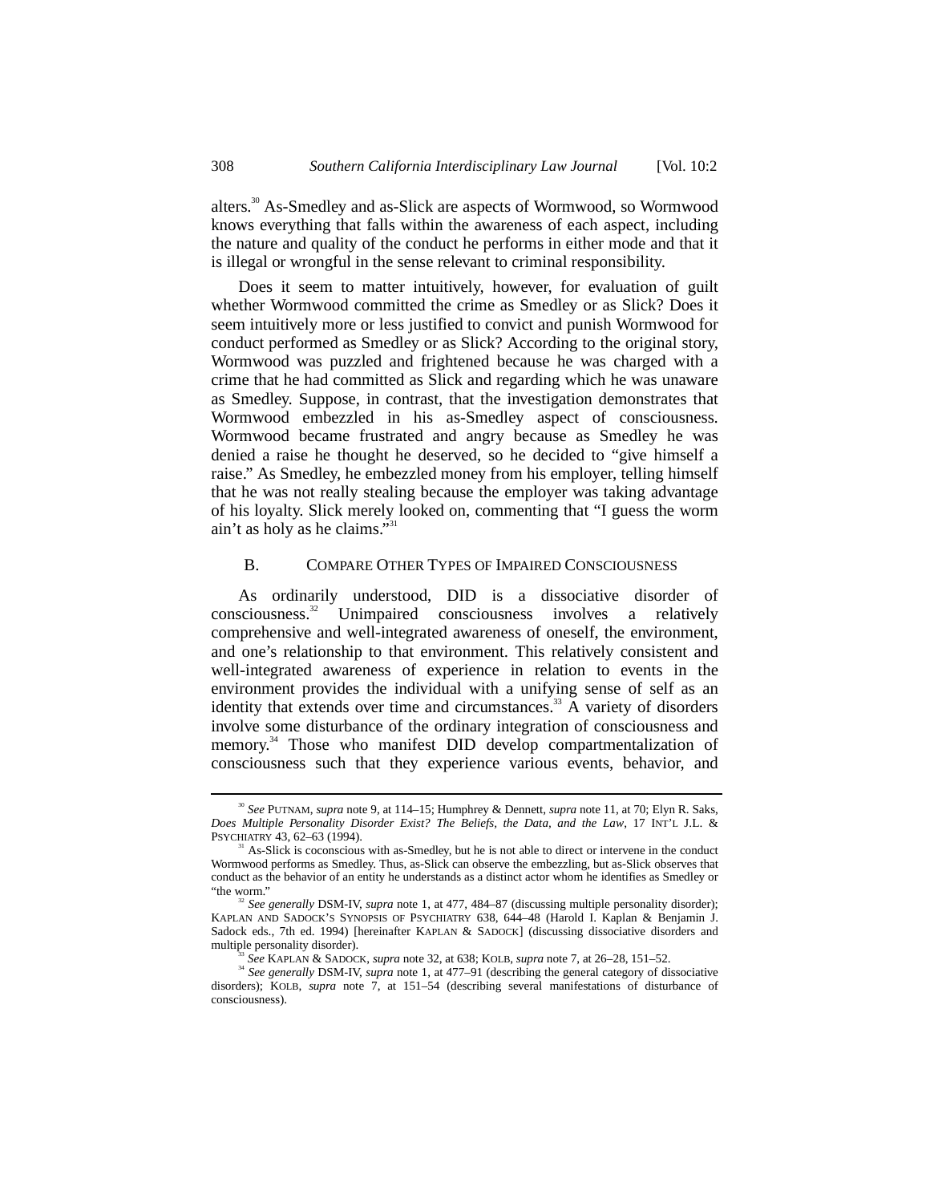alters.[30] As-Smedley and as-Slick are aspects of Wormwood, so Wormwood knows everything that falls within the awareness of each aspect, including the nature and quality of the conduct he performs in either mode and that it is illegal or wrongful in the sense relevant to criminal responsibility.

Does it seem to matter intuitively, however, for evaluation of guilt whether Wormwood committed the crime as Smedley or as Slick? Does it seem intuitively more or less justified to convict and punish Wormwood for conduct performed as Smedley or as Slick? According to the original story, Wormwood was puzzled and frightened because he was charged with a crime that he had committed as Slick and regarding which he was unaware as Smedley. Suppose, in contrast, that the investigation demonstrates that Wormwood embezzled in his as-Smedley aspect of consciousness. Wormwood became frustrated and angry because as Smedley he was denied a raise he thought he deserved, so he decided to "give himself a raise." As Smedley, he embezzled money from his employer, telling himself that he was not really stealing because the employer was taking advantage of his loyalty. Slick merely looked on, commenting that "I guess the worm ain't as holy as he claims."[31]

## B. Compare Other Types of Impaired Consciousness

As ordinarily understood, DID is a dissociative disorder of consciousness.[32] Unimpaired consciousness involves a relatively comprehensive and well-integrated awareness of oneself, the environment, and one's relationship to that environment. This relatively consistent and well-integrated awareness of experience in relation to events in the environment provides the individual with a unifying sense of self as an identity that extends over time and circumstances.[33] A variety of disorders involve some disturbance of the ordinary integration of consciousness and memory.[34] Those who manifest DID develop compartmentalization of consciousness such that they experience various events, behavior, and

---

[30] *See* Putnam, *supra* note 9, at 114–15; Humphrey & Dennett, *supra* note 11, at 70; Elyn R. Saks, *Does Multiple Personality Disorder Exist? The Beliefs, the Data, and the Law*, 17 Int'l J.L. & Psychiatry 43, 62–63 (1994).

[31] As-Slick is coconscious with as-Smedley, but he is not able to direct or intervene in the conduct Wormwood performs as Smedley. Thus, as-Slick can observe the embezzling, but as-Slick observes that conduct as the behavior of an entity he understands as a distinct actor whom he identifies as Smedley or "the worm."

[32] *See generally* DSM-IV, *supra* note 1, at 477, 484–87 (discussing multiple personality disorder); Kaplan and Sadock's Synopsis of Psychiatry 638, 644–48 (Harold I. Kaplan & Benjamin J. Sadock eds., 7th ed. 1994) [hereinafter Kaplan & Sadock] (discussing dissociative disorders and multiple personality disorder).

[33] *See* Kaplan & Sadock, *supra* note 32, at 638; Kolb, *supra* note 7, at 26–28, 151–52.

[34] *See generally* DSM-IV, *supra* note 1, at 477–91 (describing the general category of dissociative disorders); Kolb, *supra* note 7, at 151–54 (describing several manifestations of disturbance of consciousness).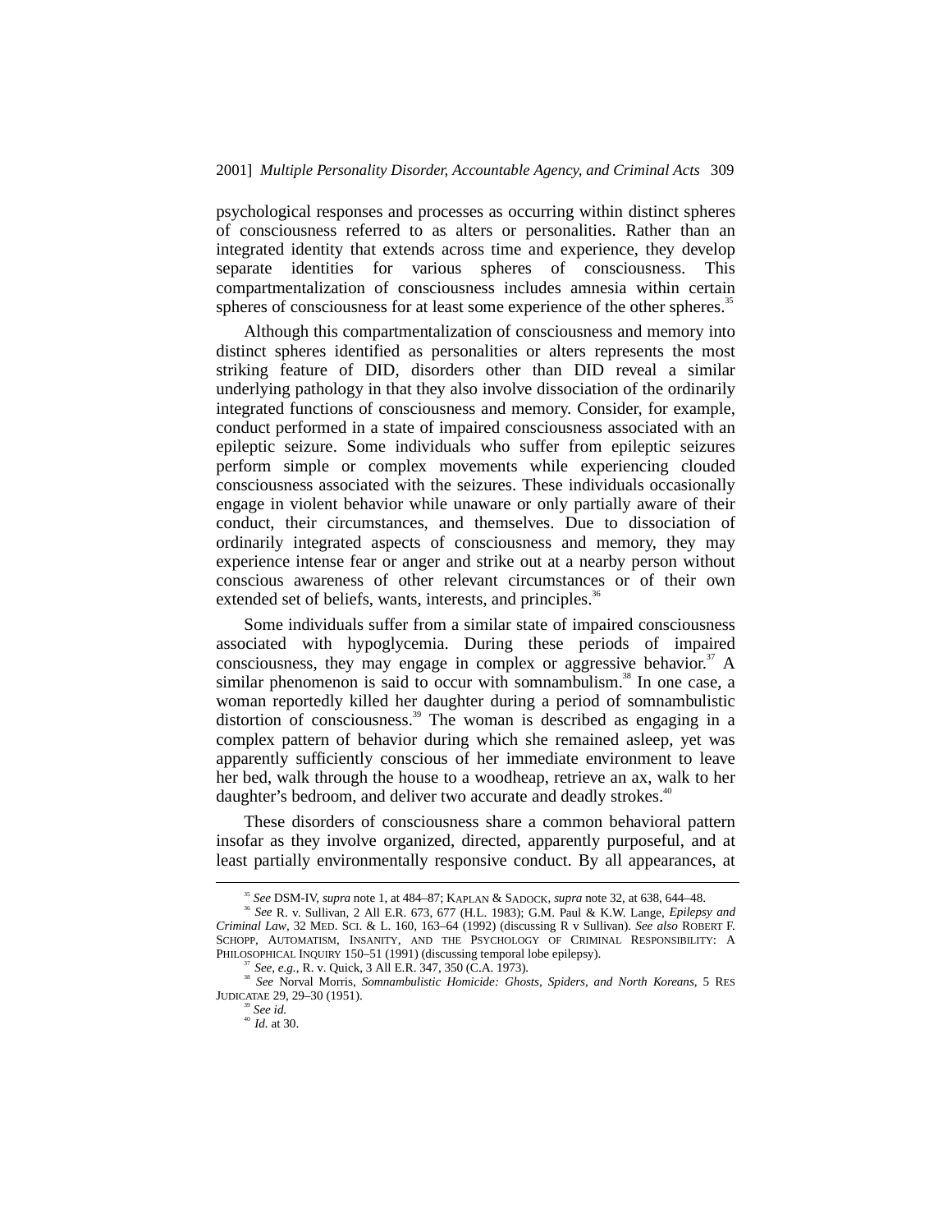psychological responses and processes as occurring within distinct spheres of consciousness referred to as alters or personalities. Rather than an integrated identity that extends across time and experience, they develop separate identities for various spheres of consciousness. This compartmentalization of consciousness includes amnesia within certain spheres of consciousness for at least some experience of the other spheres.[35]

Although this compartmentalization of consciousness and memory into distinct spheres identified as personalities or alters represents the most striking feature of DID, disorders other than DID reveal a similar underlying pathology in that they also involve dissociation of the ordinarily integrated functions of consciousness and memory. Consider, for example, conduct performed in a state of impaired consciousness associated with an epileptic seizure. Some individuals who suffer from epileptic seizures perform simple or complex movements while experiencing clouded consciousness associated with the seizures. These individuals occasionally engage in violent behavior while unaware or only partially aware of their conduct, their circumstances, and themselves. Due to dissociation of ordinarily integrated aspects of consciousness and memory, they may experience intense fear or anger and strike out at a nearby person without conscious awareness of other relevant circumstances or of their own extended set of beliefs, wants, interests, and principles.[36]

Some individuals suffer from a similar state of impaired consciousness associated with hypoglycemia. During these periods of impaired consciousness, they may engage in complex or aggressive behavior.[37] A similar phenomenon is said to occur with somnambulism.[38] In one case, a woman reportedly killed her daughter during a period of somnambulistic distortion of consciousness.[39] The woman is described as engaging in a complex pattern of behavior during which she remained asleep, yet was apparently sufficiently conscious of her immediate environment to leave her bed, walk through the house to a woodheap, retrieve an ax, walk to her daughter's bedroom, and deliver two accurate and deadly strokes.[40]

These disorders of consciousness share a common behavioral pattern insofar as they involve organized, directed, apparently purposeful, and at least partially environmentally responsive conduct. By all appearances, at

---

[35] *See* DSM-IV, *supra* note 1, at 484–87; KAPLAN & SADOCK, *supra* note 32, at 638, 644–48.

[36] *See* R. v. Sullivan, 2 All E.R. 673, 677 (H.L. 1983); G.M. Paul & K.W. Lange, *Epilepsy and Criminal Law*, 32 MED. SCI. & L. 160, 163–64 (1992) (discussing R v Sullivan). *See also* ROBERT F. SCHOPP, AUTOMATISM, INSANITY, AND THE PSYCHOLOGY OF CRIMINAL RESPONSIBILITY: A PHILOSOPHICAL INQUIRY 150–51 (1991) (discussing temporal lobe epilepsy).

[37] *See, e.g.*, R. v. Quick, 3 All E.R. 347, 350 (C.A. 1973).

[38] *See* Norval Morris, *Somnambulistic Homicide: Ghosts, Spiders, and North Koreans*, 5 RES JUDICATAE 29, 29–30 (1951).

[39] *See id.*

[40] *Id.* at 30.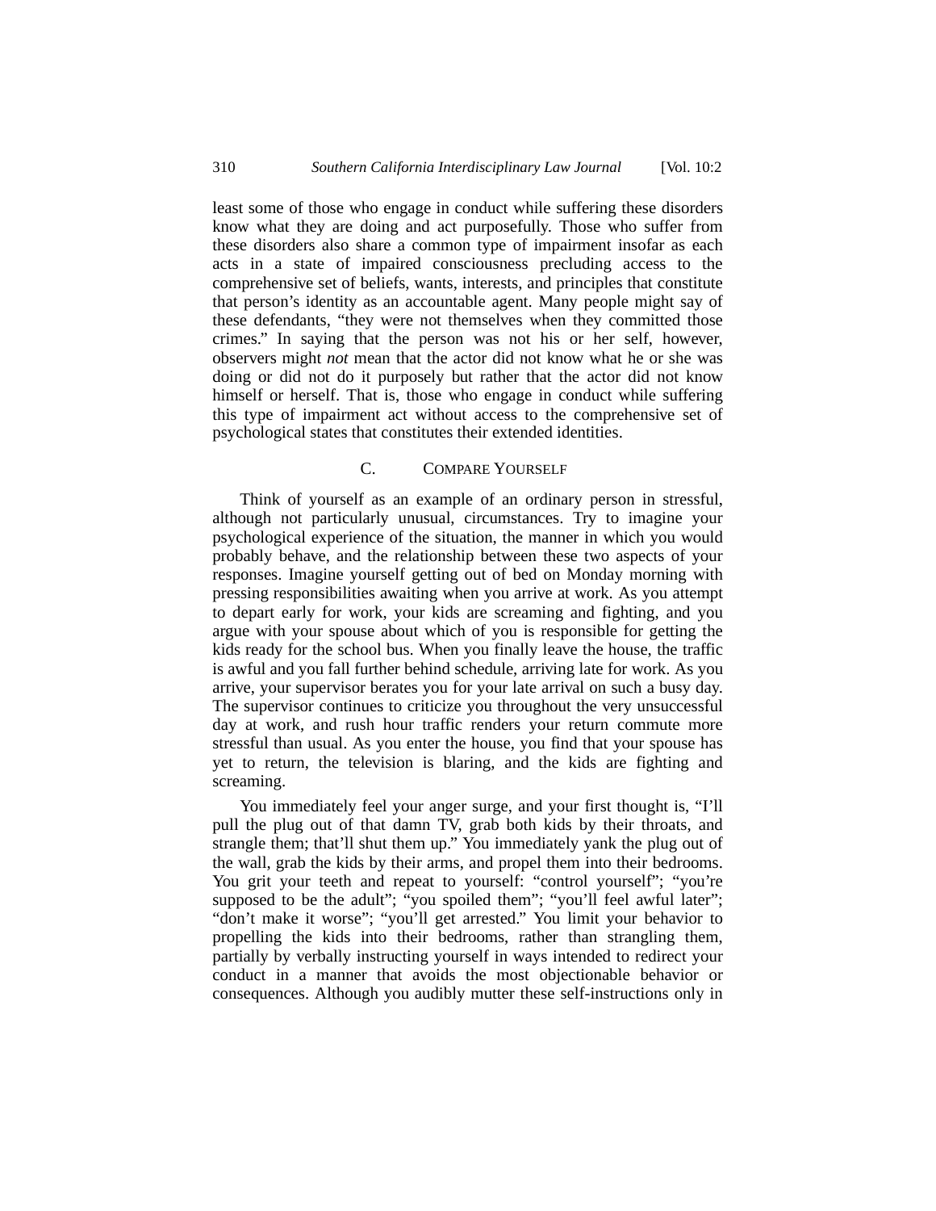least some of those who engage in conduct while suffering these disorders know what they are doing and act purposefully. Those who suffer from these disorders also share a common type of impairment insofar as each acts in a state of impaired consciousness precluding access to the comprehensive set of beliefs, wants, interests, and principles that constitute that person's identity as an accountable agent. Many people might say of these defendants, "they were not themselves when they committed those crimes." In saying that the person was not his or her self, however, observers might *not* mean that the actor did not know what he or she was doing or did not do it purposely but rather that the actor did not know himself or herself. That is, those who engage in conduct while suffering this type of impairment act without access to the comprehensive set of psychological states that constitutes their extended identities.

### C. COMPARE YOURSELF

Think of yourself as an example of an ordinary person in stressful, although not particularly unusual, circumstances. Try to imagine your psychological experience of the situation, the manner in which you would probably behave, and the relationship between these two aspects of your responses. Imagine yourself getting out of bed on Monday morning with pressing responsibilities awaiting when you arrive at work. As you attempt to depart early for work, your kids are screaming and fighting, and you argue with your spouse about which of you is responsible for getting the kids ready for the school bus. When you finally leave the house, the traffic is awful and you fall further behind schedule, arriving late for work. As you arrive, your supervisor berates you for your late arrival on such a busy day. The supervisor continues to criticize you throughout the very unsuccessful day at work, and rush hour traffic renders your return commute more stressful than usual. As you enter the house, you find that your spouse has yet to return, the television is blaring, and the kids are fighting and screaming.

You immediately feel your anger surge, and your first thought is, "I'll pull the plug out of that damn TV, grab both kids by their throats, and strangle them; that'll shut them up." You immediately yank the plug out of the wall, grab the kids by their arms, and propel them into their bedrooms. You grit your teeth and repeat to yourself: "control yourself"; "you're supposed to be the adult"; "you spoiled them"; "you'll feel awful later"; "don't make it worse"; "you'll get arrested." You limit your behavior to propelling the kids into their bedrooms, rather than strangling them, partially by verbally instructing yourself in ways intended to redirect your conduct in a manner that avoids the most objectionable behavior or consequences. Although you audibly mutter these self-instructions only in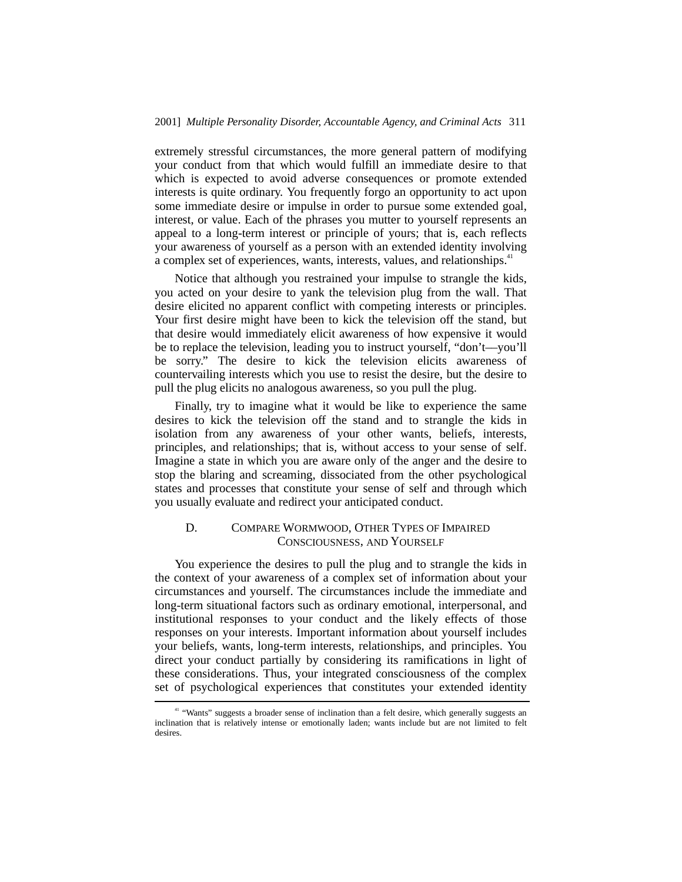extremely stressful circumstances, the more general pattern of modifying your conduct from that which would fulfill an immediate desire to that which is expected to avoid adverse consequences or promote extended interests is quite ordinary. You frequently forgo an opportunity to act upon some immediate desire or impulse in order to pursue some extended goal, interest, or value. Each of the phrases you mutter to yourself represents an appeal to a long-term interest or principle of yours; that is, each reflects your awareness of yourself as a person with an extended identity involving a complex set of experiences, wants, interests, values, and relationships.[41]

Notice that although you restrained your impulse to strangle the kids, you acted on your desire to yank the television plug from the wall. That desire elicited no apparent conflict with competing interests or principles. Your first desire might have been to kick the television off the stand, but that desire would immediately elicit awareness of how expensive it would be to replace the television, leading you to instruct yourself, "don't—you'll be sorry." The desire to kick the television elicits awareness of countervailing interests which you use to resist the desire, but the desire to pull the plug elicits no analogous awareness, so you pull the plug.

Finally, try to imagine what it would be like to experience the same desires to kick the television off the stand and to strangle the kids in isolation from any awareness of your other wants, beliefs, interests, principles, and relationships; that is, without access to your sense of self. Imagine a state in which you are aware only of the anger and the desire to stop the blaring and screaming, dissociated from the other psychological states and processes that constitute your sense of self and through which you usually evaluate and redirect your anticipated conduct.

### D. COMPARE WORMWOOD, OTHER TYPES OF IMPAIRED CONSCIOUSNESS, AND YOURSELF

You experience the desires to pull the plug and to strangle the kids in the context of your awareness of a complex set of information about your circumstances and yourself. The circumstances include the immediate and long-term situational factors such as ordinary emotional, interpersonal, and institutional responses to your conduct and the likely effects of those responses on your interests. Important information about yourself includes your beliefs, wants, long-term interests, relationships, and principles. You direct your conduct partially by considering its ramifications in light of these considerations. Thus, your integrated consciousness of the complex set of psychological experiences that constitutes your extended identity

---

[41] "Wants" suggests a broader sense of inclination than a felt desire, which generally suggests an inclination that is relatively intense or emotionally laden; wants include but are not limited to felt desires.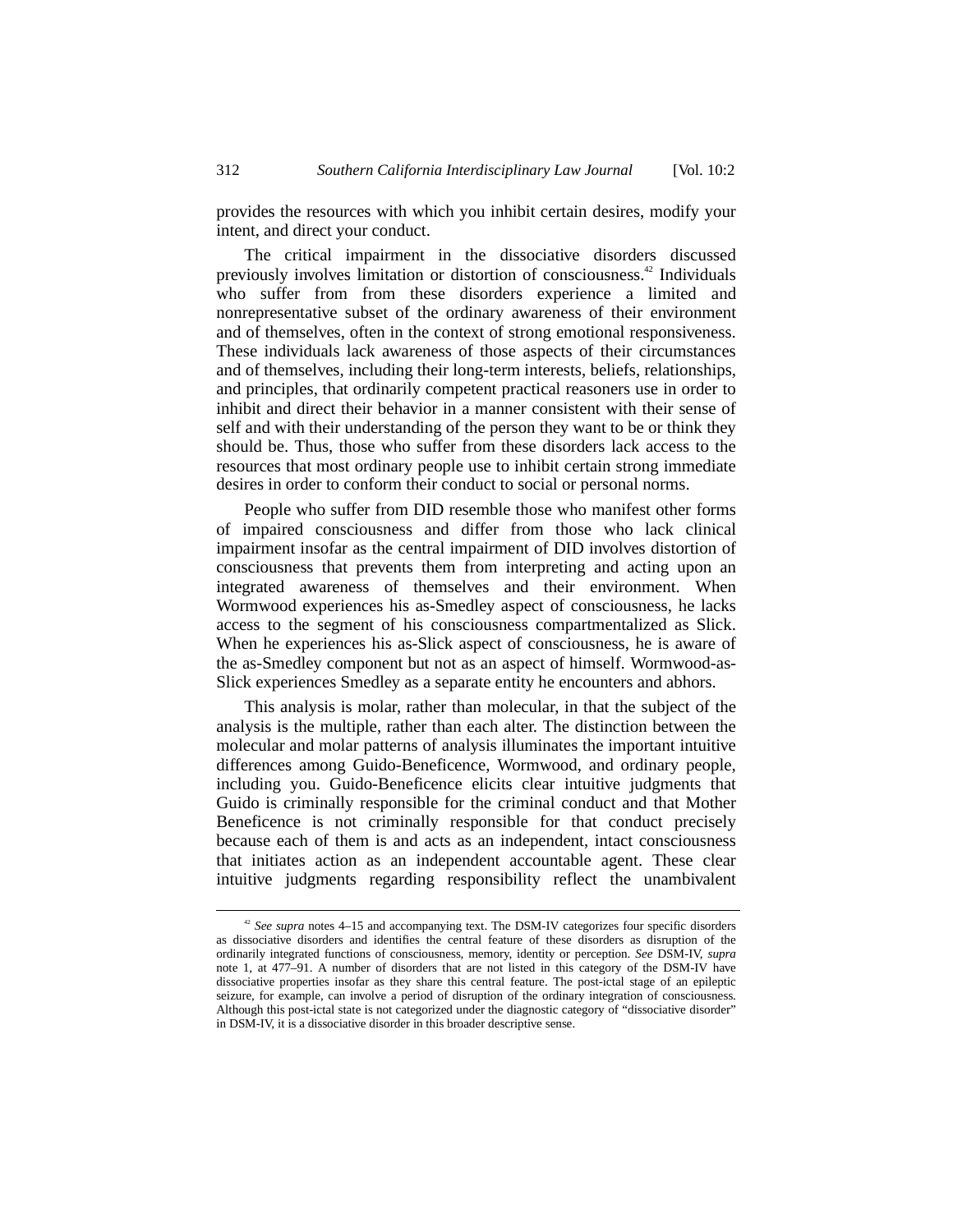provides the resources with which you inhibit certain desires, modify your intent, and direct your conduct.

The critical impairment in the dissociative disorders discussed previously involves limitation or distortion of consciousness.[42] Individuals who suffer from from these disorders experience a limited and nonrepresentative subset of the ordinary awareness of their environment and of themselves, often in the context of strong emotional responsiveness. These individuals lack awareness of those aspects of their circumstances and of themselves, including their long-term interests, beliefs, relationships, and principles, that ordinarily competent practical reasoners use in order to inhibit and direct their behavior in a manner consistent with their sense of self and with their understanding of the person they want to be or think they should be. Thus, those who suffer from these disorders lack access to the resources that most ordinary people use to inhibit certain strong immediate desires in order to conform their conduct to social or personal norms.

People who suffer from DID resemble those who manifest other forms of impaired consciousness and differ from those who lack clinical impairment insofar as the central impairment of DID involves distortion of consciousness that prevents them from interpreting and acting upon an integrated awareness of themselves and their environment. When Wormwood experiences his as-Smedley aspect of consciousness, he lacks access to the segment of his consciousness compartmentalized as Slick. When he experiences his as-Slick aspect of consciousness, he is aware of the as-Smedley component but not as an aspect of himself. Wormwood-as-Slick experiences Smedley as a separate entity he encounters and abhors.

This analysis is molar, rather than molecular, in that the subject of the analysis is the multiple, rather than each alter. The distinction between the molecular and molar patterns of analysis illuminates the important intuitive differences among Guido-Beneficence, Wormwood, and ordinary people, including you. Guido-Beneficence elicits clear intuitive judgments that Guido is criminally responsible for the criminal conduct and that Mother Beneficence is not criminally responsible for that conduct precisely because each of them is and acts as an independent, intact consciousness that initiates action as an independent accountable agent. These clear intuitive judgments regarding responsibility reflect the unambivalent

---

[42] *See supra* notes 4–15 and accompanying text. The DSM-IV categorizes four specific disorders as dissociative disorders and identifies the central feature of these disorders as disruption of the ordinarily integrated functions of consciousness, memory, identity or perception. *See* DSM-IV, *supra* note 1, at 477–91. A number of disorders that are not listed in this category of the DSM-IV have dissociative properties insofar as they share this central feature. The post-ictal stage of an epileptic seizure, for example, can involve a period of disruption of the ordinary integration of consciousness. Although this post-ictal state is not categorized under the diagnostic category of "dissociative disorder" in DSM-IV, it is a dissociative disorder in this broader descriptive sense.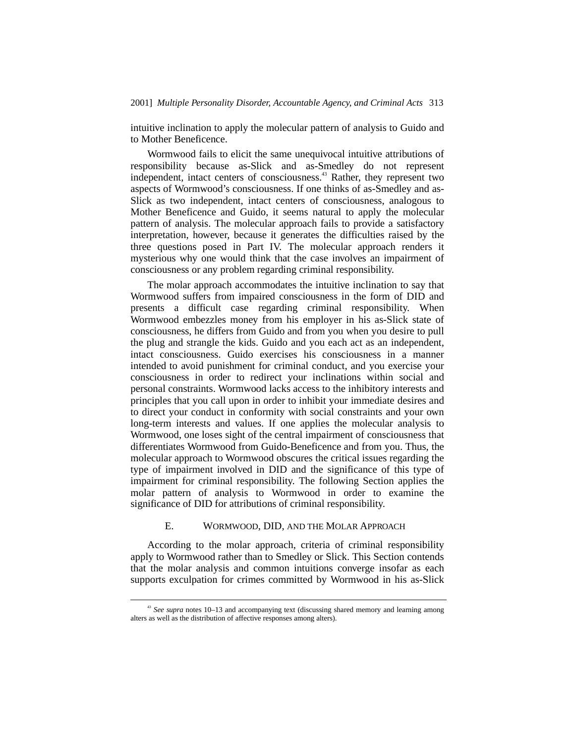intuitive inclination to apply the molecular pattern of analysis to Guido and to Mother Beneficence.

Wormwood fails to elicit the same unequivocal intuitive attributions of responsibility because as-Slick and as-Smedley do not represent independent, intact centers of consciousness.[43] Rather, they represent two aspects of Wormwood's consciousness. If one thinks of as-Smedley and as-Slick as two independent, intact centers of consciousness, analogous to Mother Beneficence and Guido, it seems natural to apply the molecular pattern of analysis. The molecular approach fails to provide a satisfactory interpretation, however, because it generates the difficulties raised by the three questions posed in Part IV. The molecular approach renders it mysterious why one would think that the case involves an impairment of consciousness or any problem regarding criminal responsibility.

The molar approach accommodates the intuitive inclination to say that Wormwood suffers from impaired consciousness in the form of DID and presents a difficult case regarding criminal responsibility. When Wormwood embezzles money from his employer in his as-Slick state of consciousness, he differs from Guido and from you when you desire to pull the plug and strangle the kids. Guido and you each act as an independent, intact consciousness. Guido exercises his consciousness in a manner intended to avoid punishment for criminal conduct, and you exercise your consciousness in order to redirect your inclinations within social and personal constraints. Wormwood lacks access to the inhibitory interests and principles that you call upon in order to inhibit your immediate desires and to direct your conduct in conformity with social constraints and your own long-term interests and values. If one applies the molecular analysis to Wormwood, one loses sight of the central impairment of consciousness that differentiates Wormwood from Guido-Beneficence and from you. Thus, the molecular approach to Wormwood obscures the critical issues regarding the type of impairment involved in DID and the significance of this type of impairment for criminal responsibility. The following Section applies the molar pattern of analysis to Wormwood in order to examine the significance of DID for attributions of criminal responsibility.

### E. WORMWOOD, DID, AND THE MOLAR APPROACH

According to the molar approach, criteria of criminal responsibility apply to Wormwood rather than to Smedley or Slick. This Section contends that the molar analysis and common intuitions converge insofar as each supports exculpation for crimes committed by Wormwood in his as-Slick

[43] *See supra* notes 10–13 and accompanying text (discussing shared memory and learning among alters as well as the distribution of affective responses among alters).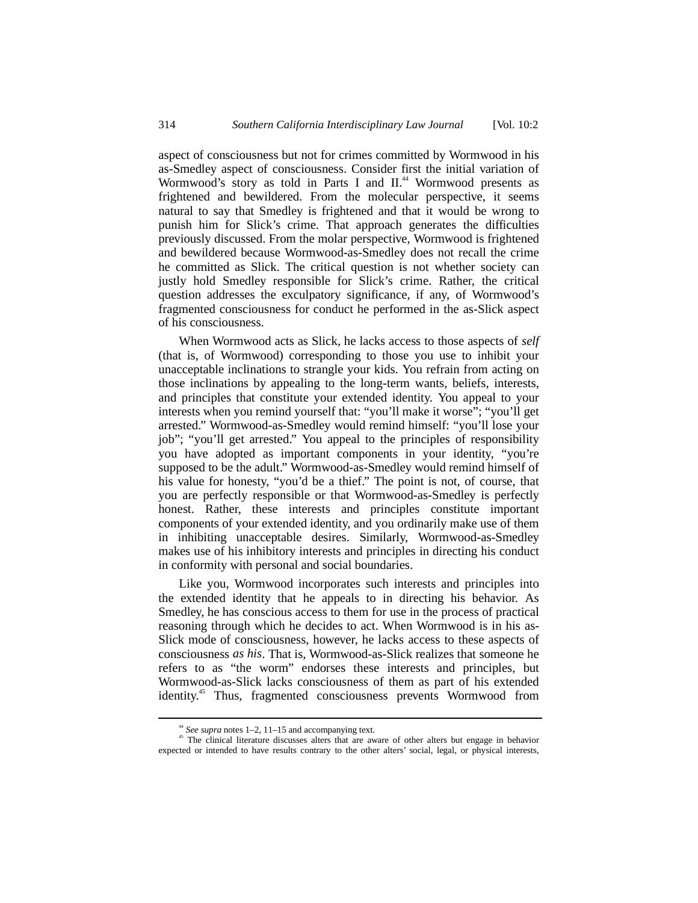aspect of consciousness but not for crimes committed by Wormwood in his as-Smedley aspect of consciousness. Consider first the initial variation of Wormwood's story as told in Parts I and II.[44] Wormwood presents as frightened and bewildered. From the molecular perspective, it seems natural to say that Smedley is frightened and that it would be wrong to punish him for Slick's crime. That approach generates the difficulties previously discussed. From the molar perspective, Wormwood is frightened and bewildered because Wormwood-as-Smedley does not recall the crime he committed as Slick. The critical question is not whether society can justly hold Smedley responsible for Slick's crime. Rather, the critical question addresses the exculpatory significance, if any, of Wormwood's fragmented consciousness for conduct he performed in the as-Slick aspect of his consciousness.

When Wormwood acts as Slick, he lacks access to those aspects of *self* (that is, of Wormwood) corresponding to those you use to inhibit your unacceptable inclinations to strangle your kids. You refrain from acting on those inclinations by appealing to the long-term wants, beliefs, interests, and principles that constitute your extended identity. You appeal to your interests when you remind yourself that: "you'll make it worse"; "you'll get arrested." Wormwood-as-Smedley would remind himself: "you'll lose your job"; "you'll get arrested." You appeal to the principles of responsibility you have adopted as important components in your identity, "you're supposed to be the adult." Wormwood-as-Smedley would remind himself of his value for honesty, "you'd be a thief." The point is not, of course, that you are perfectly responsible or that Wormwood-as-Smedley is perfectly honest. Rather, these interests and principles constitute important components of your extended identity, and you ordinarily make use of them in inhibiting unacceptable desires. Similarly, Wormwood-as-Smedley makes use of his inhibitory interests and principles in directing his conduct in conformity with personal and social boundaries.

Like you, Wormwood incorporates such interests and principles into the extended identity that he appeals to in directing his behavior. As Smedley, he has conscious access to them for use in the process of practical reasoning through which he decides to act. When Wormwood is in his as-Slick mode of consciousness, however, he lacks access to these aspects of consciousness *as his*. That is, Wormwood-as-Slick realizes that someone he refers to as "the worm" endorses these interests and principles, but Wormwood-as-Slick lacks consciousness of them as part of his extended identity.[45] Thus, fragmented consciousness prevents Wormwood from

---

[44] *See supra* notes 1–2, 11–15 and accompanying text.

[45] The clinical literature discusses alters that are aware of other alters but engage in behavior expected or intended to have results contrary to the other alters' social, legal, or physical interests,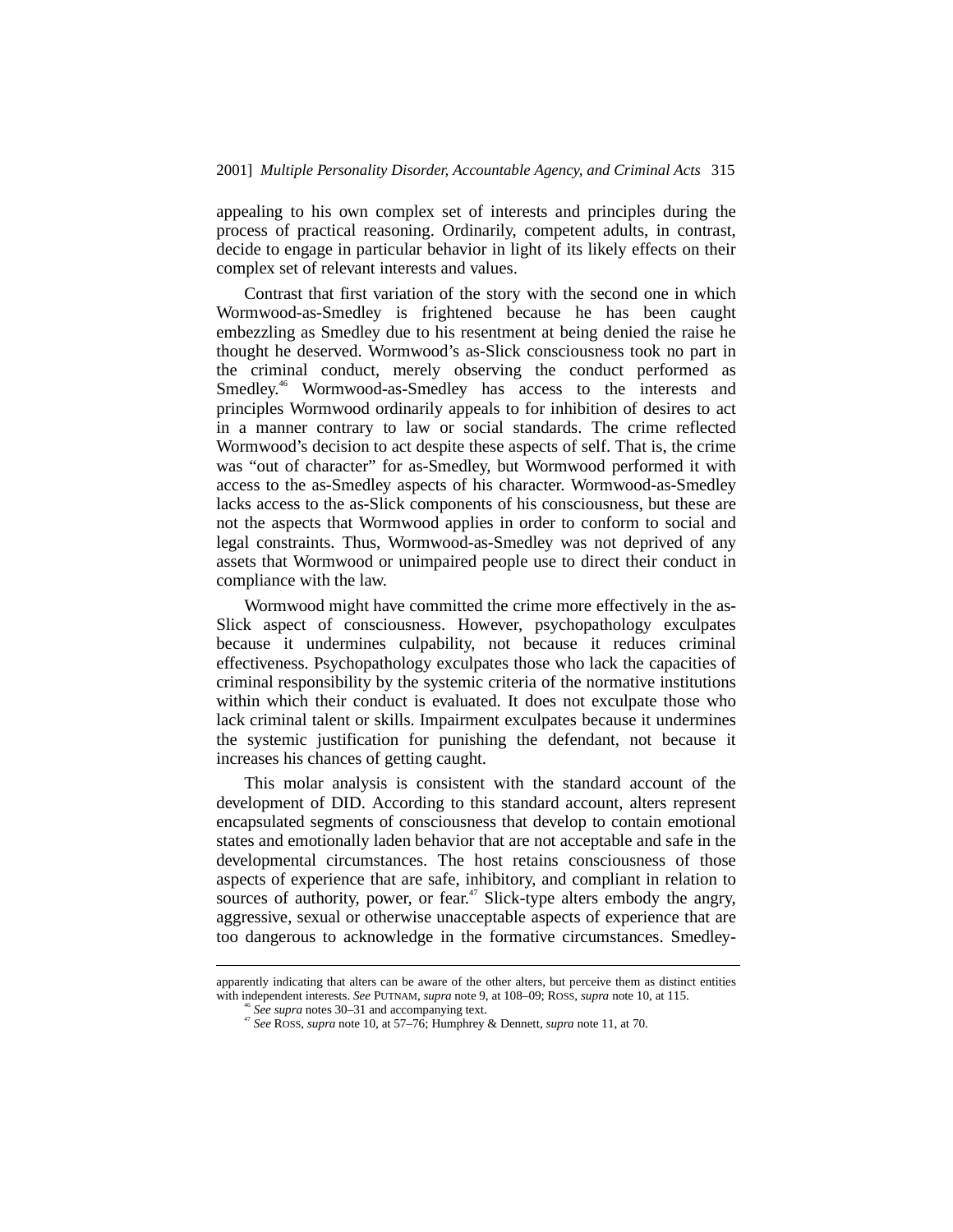appealing to his own complex set of interests and principles during the process of practical reasoning. Ordinarily, competent adults, in contrast, decide to engage in particular behavior in light of its likely effects on their complex set of relevant interests and values.

Contrast that first variation of the story with the second one in which Wormwood-as-Smedley is frightened because he has been caught embezzling as Smedley due to his resentment at being denied the raise he thought he deserved. Wormwood's as-Slick consciousness took no part in the criminal conduct, merely observing the conduct performed as Smedley.[46] Wormwood-as-Smedley has access to the interests and principles Wormwood ordinarily appeals to for inhibition of desires to act in a manner contrary to law or social standards. The crime reflected Wormwood's decision to act despite these aspects of self. That is, the crime was "out of character" for as-Smedley, but Wormwood performed it with access to the as-Smedley aspects of his character. Wormwood-as-Smedley lacks access to the as-Slick components of his consciousness, but these are not the aspects that Wormwood applies in order to conform to social and legal constraints. Thus, Wormwood-as-Smedley was not deprived of any assets that Wormwood or unimpaired people use to direct their conduct in compliance with the law.

Wormwood might have committed the crime more effectively in the as-Slick aspect of consciousness. However, psychopathology exculpates because it undermines culpability, not because it reduces criminal effectiveness. Psychopathology exculpates those who lack the capacities of criminal responsibility by the systemic criteria of the normative institutions within which their conduct is evaluated. It does not exculpate those who lack criminal talent or skills. Impairment exculpates because it undermines the systemic justification for punishing the defendant, not because it increases his chances of getting caught.

This molar analysis is consistent with the standard account of the development of DID. According to this standard account, alters represent encapsulated segments of consciousness that develop to contain emotional states and emotionally laden behavior that are not acceptable and safe in the developmental circumstances. The host retains consciousness of those aspects of experience that are safe, inhibitory, and compliant in relation to sources of authority, power, or fear.[47] Slick-type alters embody the angry, aggressive, sexual or otherwise unacceptable aspects of experience that are too dangerous to acknowledge in the formative circumstances. Smedley-

---

apparently indicating that alters can be aware of the other alters, but perceive them as distinct entities with independent interests. *See* PUTNAM, *supra* note 9, at 108–09; ROSS, *supra* note 10, at 115.

[46] *See supra* notes 30–31 and accompanying text.

[47] *See* ROSS, *supra* note 10, at 57–76; Humphrey & Dennett, *supra* note 11, at 70.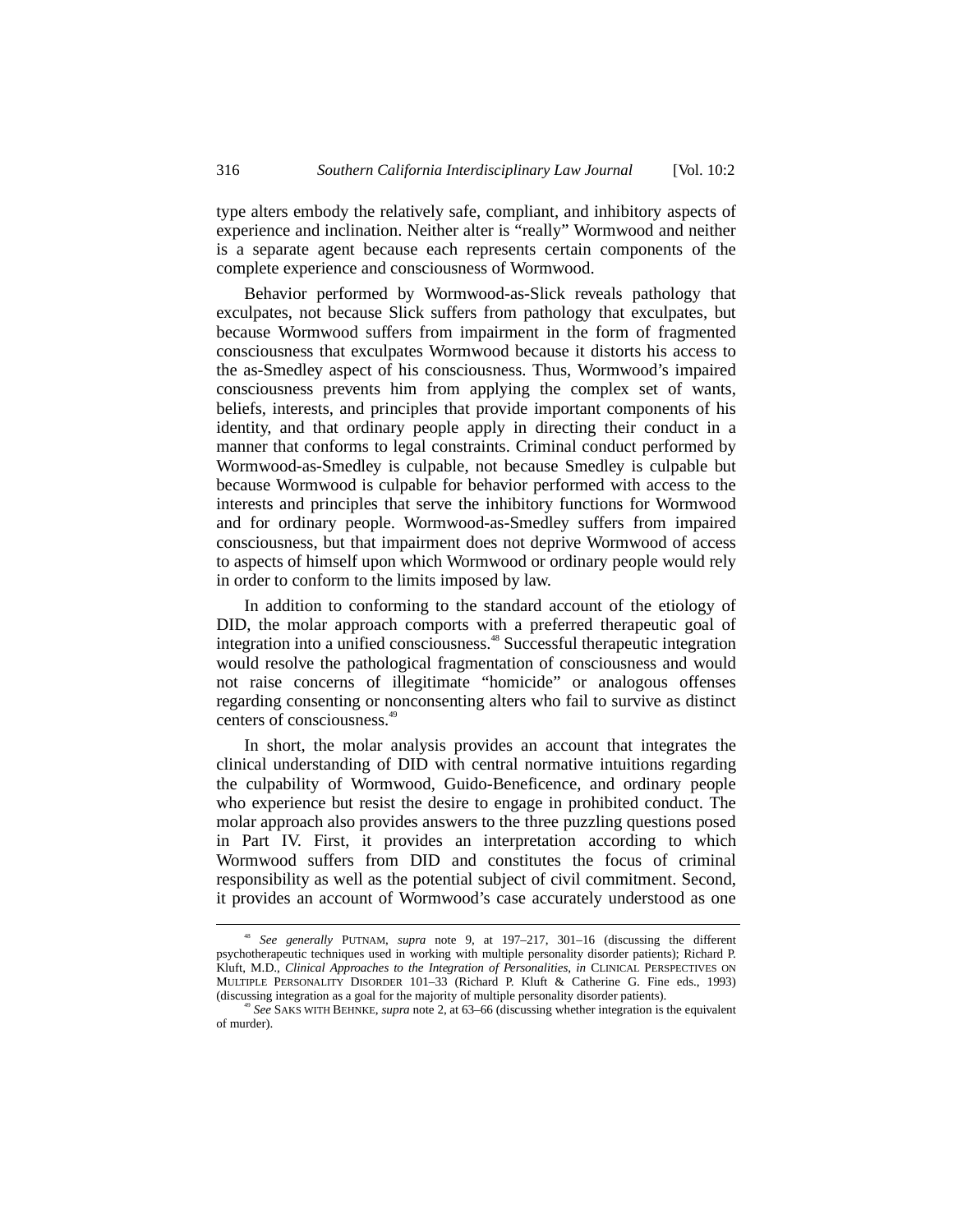type alters embody the relatively safe, compliant, and inhibitory aspects of experience and inclination. Neither alter is "really" Wormwood and neither is a separate agent because each represents certain components of the complete experience and consciousness of Wormwood.

Behavior performed by Wormwood-as-Slick reveals pathology that exculpates, not because Slick suffers from pathology that exculpates, but because Wormwood suffers from impairment in the form of fragmented consciousness that exculpates Wormwood because it distorts his access to the as-Smedley aspect of his consciousness. Thus, Wormwood's impaired consciousness prevents him from applying the complex set of wants, beliefs, interests, and principles that provide important components of his identity, and that ordinary people apply in directing their conduct in a manner that conforms to legal constraints. Criminal conduct performed by Wormwood-as-Smedley is culpable, not because Smedley is culpable but because Wormwood is culpable for behavior performed with access to the interests and principles that serve the inhibitory functions for Wormwood and for ordinary people. Wormwood-as-Smedley suffers from impaired consciousness, but that impairment does not deprive Wormwood of access to aspects of himself upon which Wormwood or ordinary people would rely in order to conform to the limits imposed by law.

In addition to conforming to the standard account of the etiology of DID, the molar approach comports with a preferred therapeutic goal of integration into a unified consciousness.[48] Successful therapeutic integration would resolve the pathological fragmentation of consciousness and would not raise concerns of illegitimate "homicide" or analogous offenses regarding consenting or nonconsenting alters who fail to survive as distinct centers of consciousness.[49]

In short, the molar analysis provides an account that integrates the clinical understanding of DID with central normative intuitions regarding the culpability of Wormwood, Guido-Beneficence, and ordinary people who experience but resist the desire to engage in prohibited conduct. The molar approach also provides answers to the three puzzling questions posed in Part IV. First, it provides an interpretation according to which Wormwood suffers from DID and constitutes the focus of criminal responsibility as well as the potential subject of civil commitment. Second, it provides an account of Wormwood's case accurately understood as one

---

[48] *See generally* PUTNAM, *supra* note 9, at 197–217, 301–16 (discussing the different psychotherapeutic techniques used in working with multiple personality disorder patients); Richard P. Kluft, M.D., *Clinical Approaches to the Integration of Personalities*, *in* CLINICAL PERSPECTIVES ON MULTIPLE PERSONALITY DISORDER 101–33 (Richard P. Kluft & Catherine G. Fine eds., 1993) (discussing integration as a goal for the majority of multiple personality disorder patients).

[49] *See* SAKS WITH BEHNKE, *supra* note 2, at 63–66 (discussing whether integration is the equivalent of murder).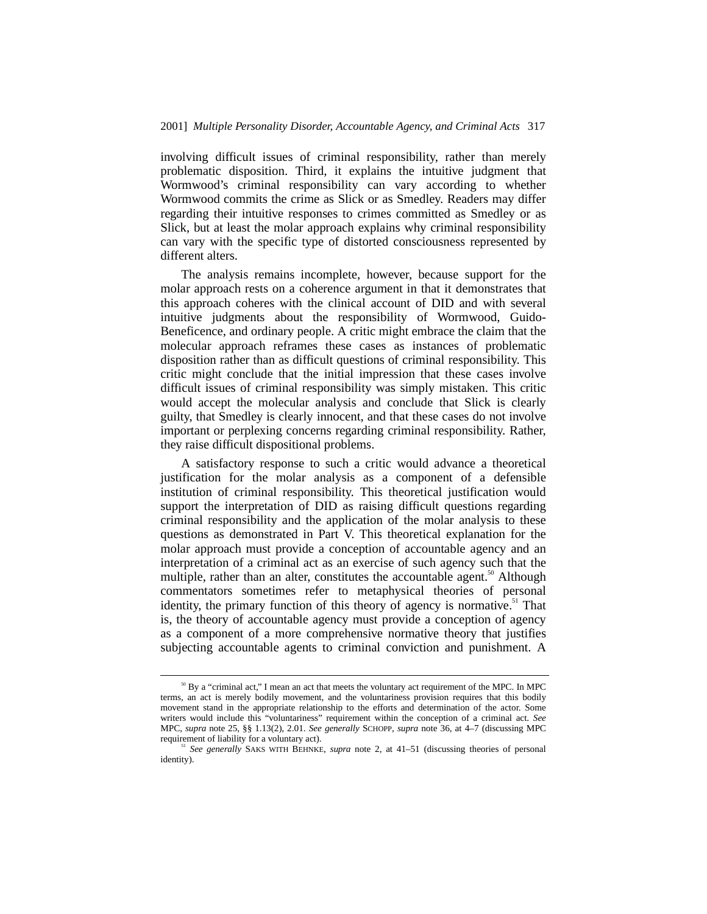involving difficult issues of criminal responsibility, rather than merely problematic disposition. Third, it explains the intuitive judgment that Wormwood's criminal responsibility can vary according to whether Wormwood commits the crime as Slick or as Smedley. Readers may differ regarding their intuitive responses to crimes committed as Smedley or as Slick, but at least the molar approach explains why criminal responsibility can vary with the specific type of distorted consciousness represented by different alters.

The analysis remains incomplete, however, because support for the molar approach rests on a coherence argument in that it demonstrates that this approach coheres with the clinical account of DID and with several intuitive judgments about the responsibility of Wormwood, Guido-Beneficence, and ordinary people. A critic might embrace the claim that the molecular approach reframes these cases as instances of problematic disposition rather than as difficult questions of criminal responsibility. This critic might conclude that the initial impression that these cases involve difficult issues of criminal responsibility was simply mistaken. This critic would accept the molecular analysis and conclude that Slick is clearly guilty, that Smedley is clearly innocent, and that these cases do not involve important or perplexing concerns regarding criminal responsibility. Rather, they raise difficult dispositional problems.

A satisfactory response to such a critic would advance a theoretical justification for the molar analysis as a component of a defensible institution of criminal responsibility. This theoretical justification would support the interpretation of DID as raising difficult questions regarding criminal responsibility and the application of the molar analysis to these questions as demonstrated in Part V. This theoretical explanation for the molar approach must provide a conception of accountable agency and an interpretation of a criminal act as an exercise of such agency such that the multiple, rather than an alter, constitutes the accountable agent.[50] Although commentators sometimes refer to metaphysical theories of personal identity, the primary function of this theory of agency is normative.[51] That is, the theory of accountable agency must provide a conception of agency as a component of a more comprehensive normative theory that justifies subjecting accountable agents to criminal conviction and punishment. A

---

[50] By a "criminal act," I mean an act that meets the voluntary act requirement of the MPC. In MPC terms, an act is merely bodily movement, and the voluntariness provision requires that this bodily movement stand in the appropriate relationship to the efforts and determination of the actor. Some writers would include this "voluntariness" requirement within the conception of a criminal act. *See* MPC, *supra* note 25, §§ 1.13(2), 2.01. *See generally* SCHOPP, *supra* note 36, at 4–7 (discussing MPC requirement of liability for a voluntary act).

[51] *See generally* SAKS WITH BEHNKE, *supra* note 2, at 41–51 (discussing theories of personal identity).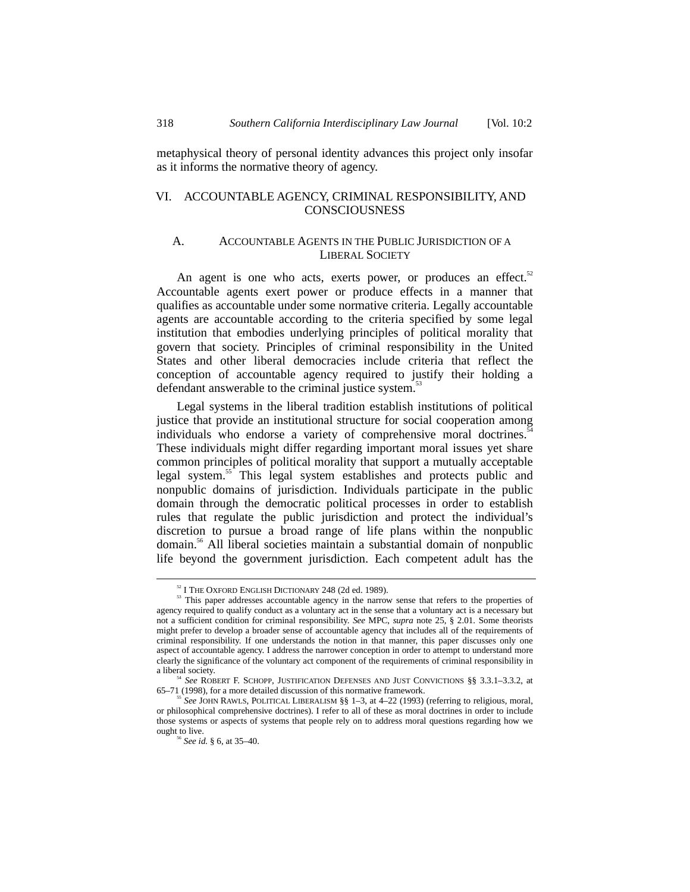metaphysical theory of personal identity advances this project only insofar as it informs the normative theory of agency.

## VI. ACCOUNTABLE AGENCY, CRIMINAL RESPONSIBILITY, AND CONSCIOUSNESS

### A. ACCOUNTABLE AGENTS IN THE PUBLIC JURISDICTION OF A LIBERAL SOCIETY

An agent is one who acts, exerts power, or produces an effect.[52] Accountable agents exert power or produce effects in a manner that qualifies as accountable under some normative criteria. Legally accountable agents are accountable according to the criteria specified by some legal institution that embodies underlying principles of political morality that govern that society. Principles of criminal responsibility in the United States and other liberal democracies include criteria that reflect the conception of accountable agency required to justify their holding a defendant answerable to the criminal justice system.[53]

Legal systems in the liberal tradition establish institutions of political justice that provide an institutional structure for social cooperation among individuals who endorse a variety of comprehensive moral doctrines.[54] These individuals might differ regarding important moral issues yet share common principles of political morality that support a mutually acceptable legal system.[55] This legal system establishes and protects public and nonpublic domains of jurisdiction. Individuals participate in the public domain through the democratic political processes in order to establish rules that regulate the public jurisdiction and protect the individual's discretion to pursue a broad range of life plans within the nonpublic domain.[56] All liberal societies maintain a substantial domain of nonpublic life beyond the government jurisdiction. Each competent adult has the

---

[52] I THE OXFORD ENGLISH DICTIONARY 248 (2d ed. 1989).

[53] This paper addresses accountable agency in the narrow sense that refers to the properties of agency required to qualify conduct as a voluntary act in the sense that a voluntary act is a necessary but not a sufficient condition for criminal responsibility. *See* MPC, *supra* note 25, § 2.01. Some theorists might prefer to develop a broader sense of accountable agency that includes all of the requirements of criminal responsibility. If one understands the notion in that manner, this paper discusses only one aspect of accountable agency. I address the narrower conception in order to attempt to understand more clearly the significance of the voluntary act component of the requirements of criminal responsibility in a liberal society.

[54] *See* ROBERT F. SCHOPP, JUSTIFICATION DEFENSES AND JUST CONVICTIONS §§ 3.3.1–3.3.2, at 65–71 (1998), for a more detailed discussion of this normative framework.

[55] *See* JOHN RAWLS, POLITICAL LIBERALISM §§ 1–3, at 4–22 (1993) (referring to religious, moral, or philosophical comprehensive doctrines). I refer to all of these as moral doctrines in order to include those systems or aspects of systems that people rely on to address moral questions regarding how we ought to live.

[56] *See id.* § 6, at 35–40.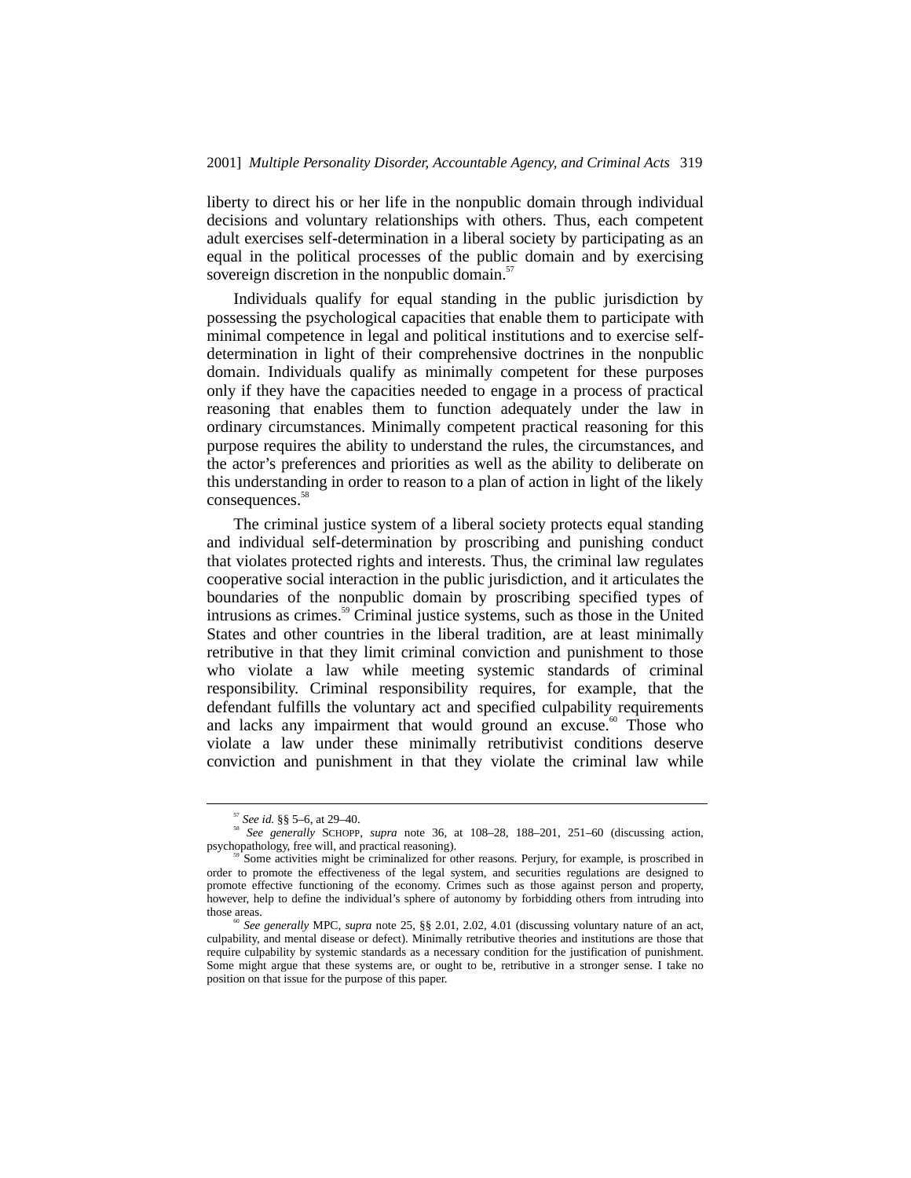liberty to direct his or her life in the nonpublic domain through individual decisions and voluntary relationships with others. Thus, each competent adult exercises self-determination in a liberal society by participating as an equal in the political processes of the public domain and by exercising sovereign discretion in the nonpublic domain.[57]

Individuals qualify for equal standing in the public jurisdiction by possessing the psychological capacities that enable them to participate with minimal competence in legal and political institutions and to exercise self-determination in light of their comprehensive doctrines in the nonpublic domain. Individuals qualify as minimally competent for these purposes only if they have the capacities needed to engage in a process of practical reasoning that enables them to function adequately under the law in ordinary circumstances. Minimally competent practical reasoning for this purpose requires the ability to understand the rules, the circumstances, and the actor's preferences and priorities as well as the ability to deliberate on this understanding in order to reason to a plan of action in light of the likely consequences.[58]

The criminal justice system of a liberal society protects equal standing and individual self-determination by proscribing and punishing conduct that violates protected rights and interests. Thus, the criminal law regulates cooperative social interaction in the public jurisdiction, and it articulates the boundaries of the nonpublic domain by proscribing specified types of intrusions as crimes.[59] Criminal justice systems, such as those in the United States and other countries in the liberal tradition, are at least minimally retributive in that they limit criminal conviction and punishment to those who violate a law while meeting systemic standards of criminal responsibility. Criminal responsibility requires, for example, that the defendant fulfills the voluntary act and specified culpability requirements and lacks any impairment that would ground an excuse.[60] Those who violate a law under these minimally retributivist conditions deserve conviction and punishment in that they violate the criminal law while

---

[57] *See id.* §§ 5–6, at 29–40.

[58] *See generally* SCHOPP, *supra* note 36, at 108–28, 188–201, 251–60 (discussing action, psychopathology, free will, and practical reasoning).

[59] Some activities might be criminalized for other reasons. Perjury, for example, is proscribed in order to promote the effectiveness of the legal system, and securities regulations are designed to promote effective functioning of the economy. Crimes such as those against person and property, however, help to define the individual's sphere of autonomy by forbidding others from intruding into those areas.

[60] *See generally* MPC, *supra* note 25, §§ 2.01, 2.02, 4.01 (discussing voluntary nature of an act, culpability, and mental disease or defect). Minimally retributive theories and institutions are those that require culpability by systemic standards as a necessary condition for the justification of punishment. Some might argue that these systems are, or ought to be, retributive in a stronger sense. I take no position on that issue for the purpose of this paper.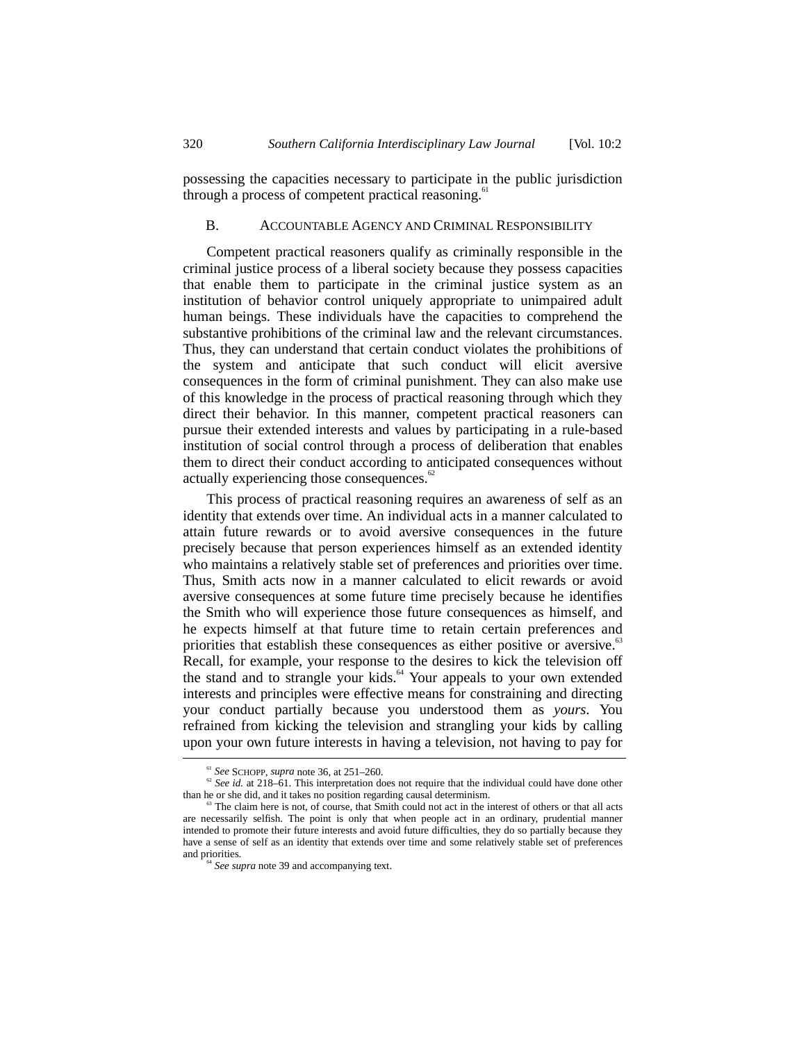possessing the capacities necessary to participate in the public jurisdiction through a process of competent practical reasoning.[61]

### B. ACCOUNTABLE AGENCY AND CRIMINAL RESPONSIBILITY

Competent practical reasoners qualify as criminally responsible in the criminal justice process of a liberal society because they possess capacities that enable them to participate in the criminal justice system as an institution of behavior control uniquely appropriate to unimpaired adult human beings. These individuals have the capacities to comprehend the substantive prohibitions of the criminal law and the relevant circumstances. Thus, they can understand that certain conduct violates the prohibitions of the system and anticipate that such conduct will elicit aversive consequences in the form of criminal punishment. They can also make use of this knowledge in the process of practical reasoning through which they direct their behavior. In this manner, competent practical reasoners can pursue their extended interests and values by participating in a rule-based institution of social control through a process of deliberation that enables them to direct their conduct according to anticipated consequences without actually experiencing those consequences.[62]

This process of practical reasoning requires an awareness of self as an identity that extends over time. An individual acts in a manner calculated to attain future rewards or to avoid aversive consequences in the future precisely because that person experiences himself as an extended identity who maintains a relatively stable set of preferences and priorities over time. Thus, Smith acts now in a manner calculated to elicit rewards or avoid aversive consequences at some future time precisely because he identifies the Smith who will experience those future consequences as himself, and he expects himself at that future time to retain certain preferences and priorities that establish these consequences as either positive or aversive.[63] Recall, for example, your response to the desires to kick the television off the stand and to strangle your kids.[64] Your appeals to your own extended interests and principles were effective means for constraining and directing your conduct partially because you understood them as *yours*. You refrained from kicking the television and strangling your kids by calling upon your own future interests in having a television, not having to pay for

---

[61] *See* SCHOPP, *supra* note 36, at 251–260.

[62] *See id.* at 218–61. This interpretation does not require that the individual could have done other than he or she did, and it takes no position regarding causal determinism.

[63] The claim here is not, of course, that Smith could not act in the interest of others or that all acts are necessarily selfish. The point is only that when people act in an ordinary, prudential manner intended to promote their future interests and avoid future difficulties, they do so partially because they have a sense of self as an identity that extends over time and some relatively stable set of preferences and priorities.

[64] *See supra* note 39 and accompanying text.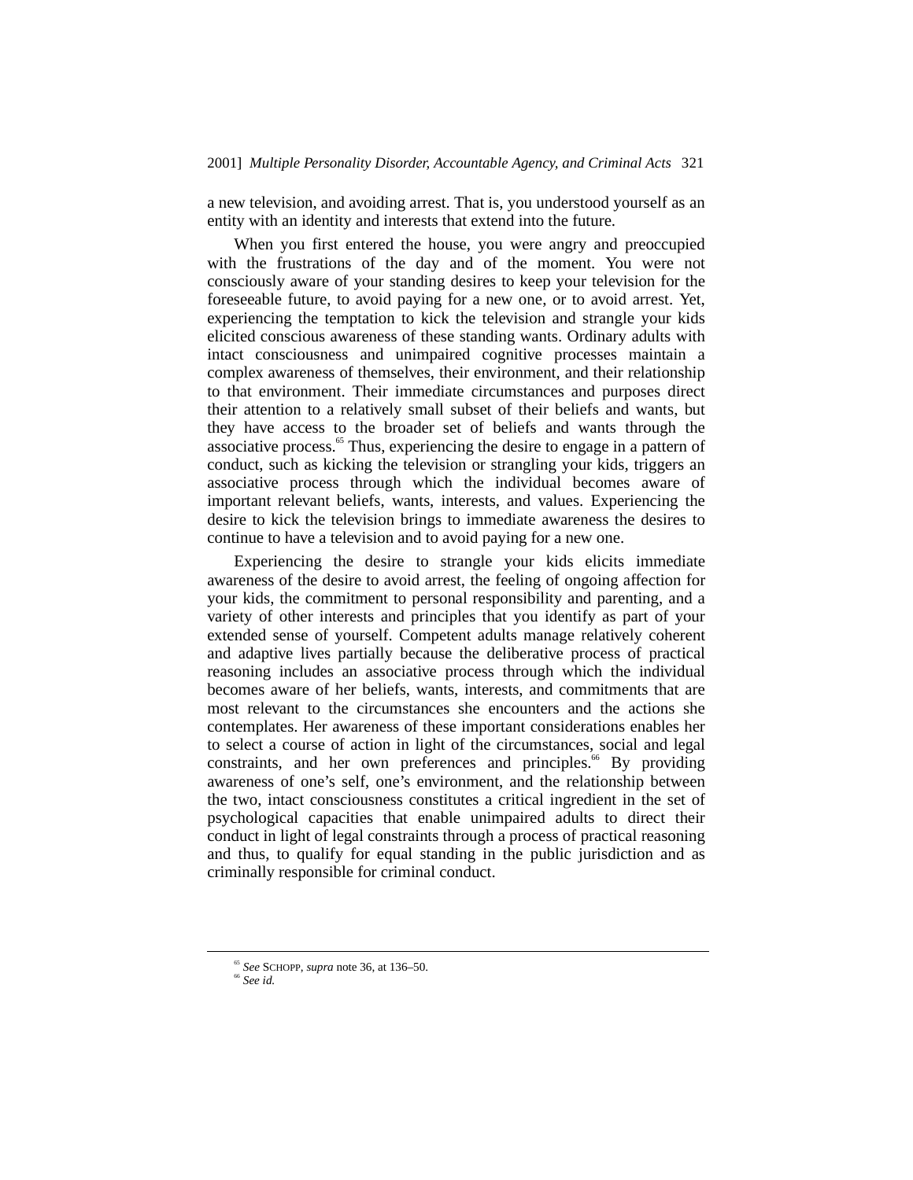a new television, and avoiding arrest. That is, you understood yourself as an entity with an identity and interests that extend into the future.

When you first entered the house, you were angry and preoccupied with the frustrations of the day and of the moment. You were not consciously aware of your standing desires to keep your television for the foreseeable future, to avoid paying for a new one, or to avoid arrest. Yet, experiencing the temptation to kick the television and strangle your kids elicited conscious awareness of these standing wants. Ordinary adults with intact consciousness and unimpaired cognitive processes maintain a complex awareness of themselves, their environment, and their relationship to that environment. Their immediate circumstances and purposes direct their attention to a relatively small subset of their beliefs and wants, but they have access to the broader set of beliefs and wants through the associative process.[65] Thus, experiencing the desire to engage in a pattern of conduct, such as kicking the television or strangling your kids, triggers an associative process through which the individual becomes aware of important relevant beliefs, wants, interests, and values. Experiencing the desire to kick the television brings to immediate awareness the desires to continue to have a television and to avoid paying for a new one.

Experiencing the desire to strangle your kids elicits immediate awareness of the desire to avoid arrest, the feeling of ongoing affection for your kids, the commitment to personal responsibility and parenting, and a variety of other interests and principles that you identify as part of your extended sense of yourself. Competent adults manage relatively coherent and adaptive lives partially because the deliberative process of practical reasoning includes an associative process through which the individual becomes aware of her beliefs, wants, interests, and commitments that are most relevant to the circumstances she encounters and the actions she contemplates. Her awareness of these important considerations enables her to select a course of action in light of the circumstances, social and legal constraints, and her own preferences and principles.[66] By providing awareness of one's self, one's environment, and the relationship between the two, intact consciousness constitutes a critical ingredient in the set of psychological capacities that enable unimpaired adults to direct their conduct in light of legal constraints through a process of practical reasoning and thus, to qualify for equal standing in the public jurisdiction and as criminally responsible for criminal conduct.

---

[65] *See* SCHOPP, *supra* note 36, at 136–50.

[66] *See id.*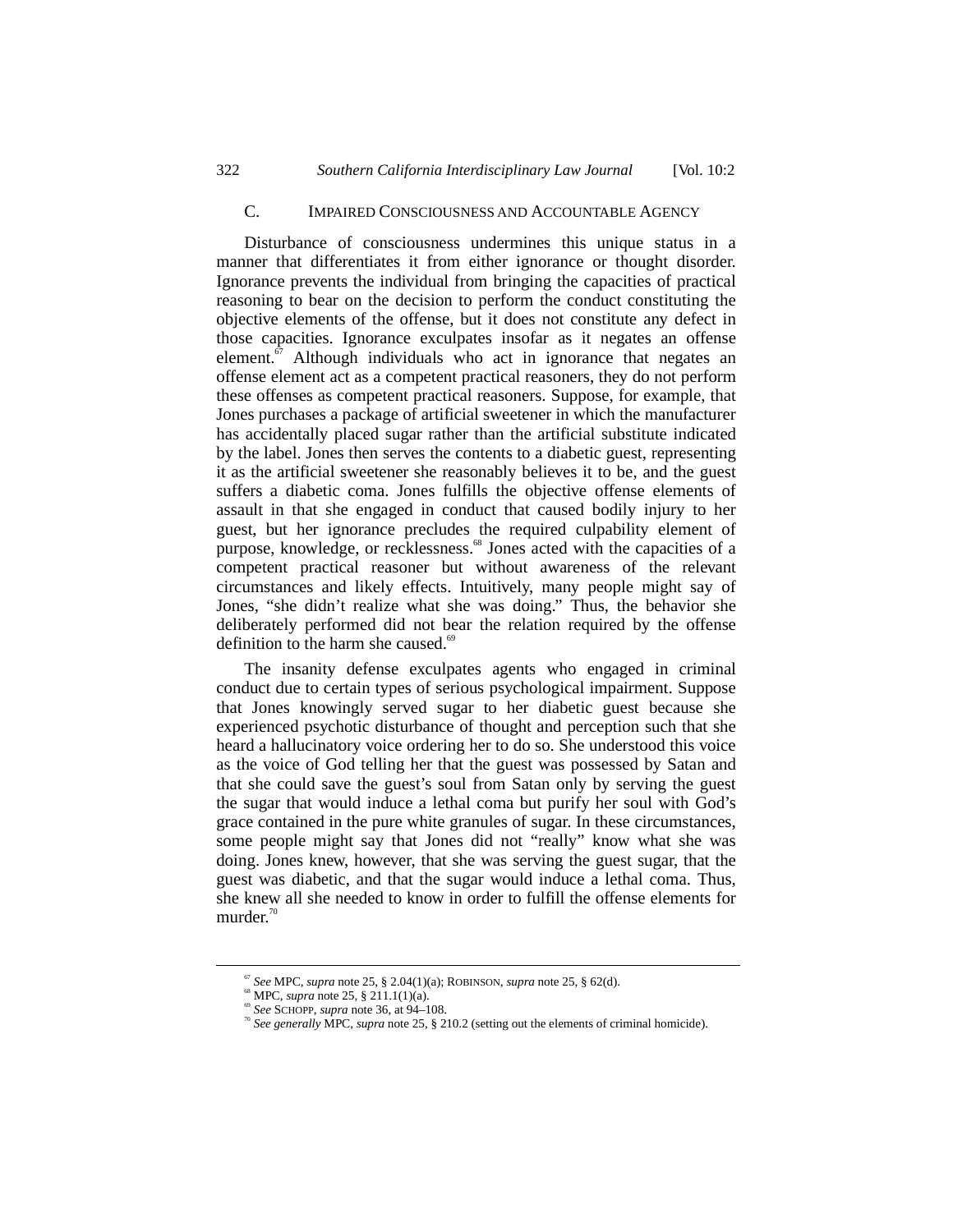### C. IMPAIRED CONSCIOUSNESS AND ACCOUNTABLE AGENCY

Disturbance of consciousness undermines this unique status in a manner that differentiates it from either ignorance or thought disorder. Ignorance prevents the individual from bringing the capacities of practical reasoning to bear on the decision to perform the conduct constituting the objective elements of the offense, but it does not constitute any defect in those capacities. Ignorance exculpates insofar as it negates an offense element.[67] Although individuals who act in ignorance that negates an offense element act as a competent practical reasoners, they do not perform these offenses as competent practical reasoners. Suppose, for example, that Jones purchases a package of artificial sweetener in which the manufacturer has accidentally placed sugar rather than the artificial substitute indicated by the label. Jones then serves the contents to a diabetic guest, representing it as the artificial sweetener she reasonably believes it to be, and the guest suffers a diabetic coma. Jones fulfills the objective offense elements of assault in that she engaged in conduct that caused bodily injury to her guest, but her ignorance precludes the required culpability element of purpose, knowledge, or recklessness.[68] Jones acted with the capacities of a competent practical reasoner but without awareness of the relevant circumstances and likely effects. Intuitively, many people might say of Jones, "she didn't realize what she was doing." Thus, the behavior she deliberately performed did not bear the relation required by the offense definition to the harm she caused.[69]

The insanity defense exculpates agents who engaged in criminal conduct due to certain types of serious psychological impairment. Suppose that Jones knowingly served sugar to her diabetic guest because she experienced psychotic disturbance of thought and perception such that she heard a hallucinatory voice ordering her to do so. She understood this voice as the voice of God telling her that the guest was possessed by Satan and that she could save the guest's soul from Satan only by serving the guest the sugar that would induce a lethal coma but purify her soul with God's grace contained in the pure white granules of sugar. In these circumstances, some people might say that Jones did not "really" know what she was doing. Jones knew, however, that she was serving the guest sugar, that the guest was diabetic, and that the sugar would induce a lethal coma. Thus, she knew all she needed to know in order to fulfill the offense elements for murder.[70]

---

[67] *See* MPC, *supra* note 25, § 2.04(1)(a); ROBINSON, *supra* note 25, § 62(d).

[68] MPC, *supra* note 25, § 211.1(1)(a).

[69] *See* SCHOPP, *supra* note 36, at 94–108.

[70] *See generally* MPC, *supra* note 25, § 210.2 (setting out the elements of criminal homicide).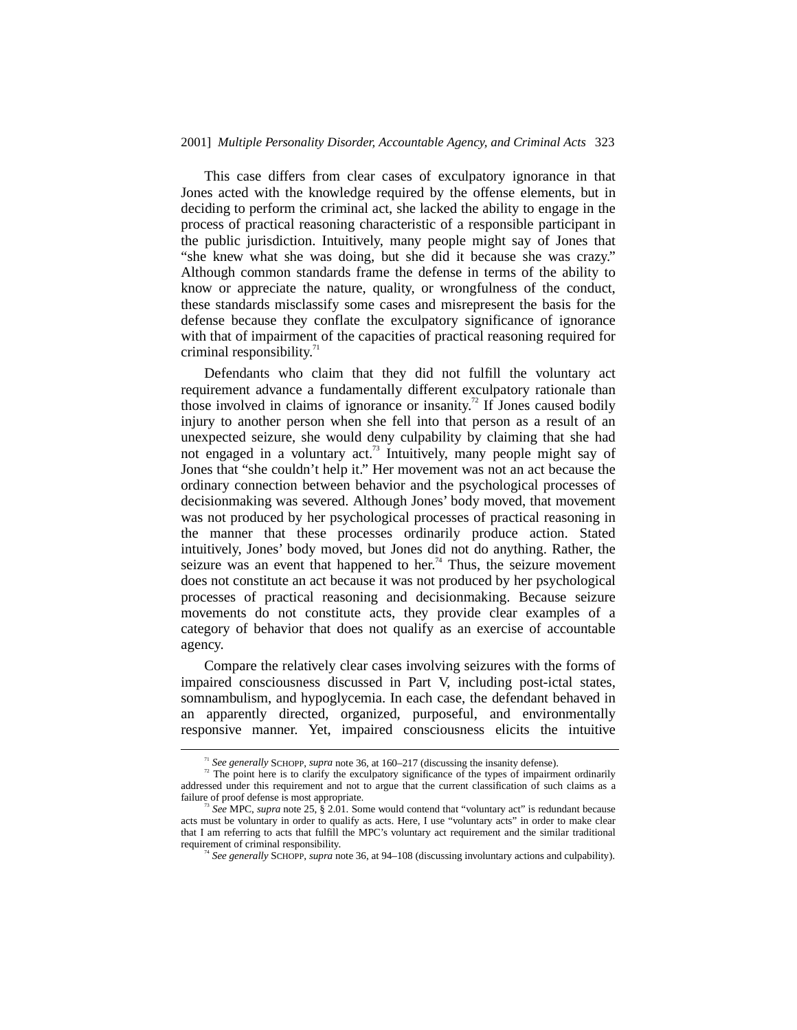This case differs from clear cases of exculpatory ignorance in that Jones acted with the knowledge required by the offense elements, but in deciding to perform the criminal act, she lacked the ability to engage in the process of practical reasoning characteristic of a responsible participant in the public jurisdiction. Intuitively, many people might say of Jones that "she knew what she was doing, but she did it because she was crazy." Although common standards frame the defense in terms of the ability to know or appreciate the nature, quality, or wrongfulness of the conduct, these standards misclassify some cases and misrepresent the basis for the defense because they conflate the exculpatory significance of ignorance with that of impairment of the capacities of practical reasoning required for criminal responsibility.[71]

Defendants who claim that they did not fulfill the voluntary act requirement advance a fundamentally different exculpatory rationale than those involved in claims of ignorance or insanity.[72] If Jones caused bodily injury to another person when she fell into that person as a result of an unexpected seizure, she would deny culpability by claiming that she had not engaged in a voluntary act.[73] Intuitively, many people might say of Jones that "she couldn't help it." Her movement was not an act because the ordinary connection between behavior and the psychological processes of decisionmaking was severed. Although Jones' body moved, that movement was not produced by her psychological processes of practical reasoning in the manner that these processes ordinarily produce action. Stated intuitively, Jones' body moved, but Jones did not do anything. Rather, the seizure was an event that happened to her.[74] Thus, the seizure movement does not constitute an act because it was not produced by her psychological processes of practical reasoning and decisionmaking. Because seizure movements do not constitute acts, they provide clear examples of a category of behavior that does not qualify as an exercise of accountable agency.

Compare the relatively clear cases involving seizures with the forms of impaired consciousness discussed in Part V, including post-ictal states, somnambulism, and hypoglycemia. In each case, the defendant behaved in an apparently directed, organized, purposeful, and environmentally responsive manner. Yet, impaired consciousness elicits the intuitive

---

[71] *See generally* SCHOPP, *supra* note 36, at 160–217 (discussing the insanity defense).

[72] The point here is to clarify the exculpatory significance of the types of impairment ordinarily addressed under this requirement and not to argue that the current classification of such claims as a failure of proof defense is most appropriate.

[73] *See* MPC, *supra* note 25, § 2.01. Some would contend that "voluntary act" is redundant because acts must be voluntary in order to qualify as acts. Here, I use "voluntary acts" in order to make clear that I am referring to acts that fulfill the MPC's voluntary act requirement and the similar traditional requirement of criminal responsibility.

[74] *See generally* SCHOPP, *supra* note 36, at 94–108 (discussing involuntary actions and culpability).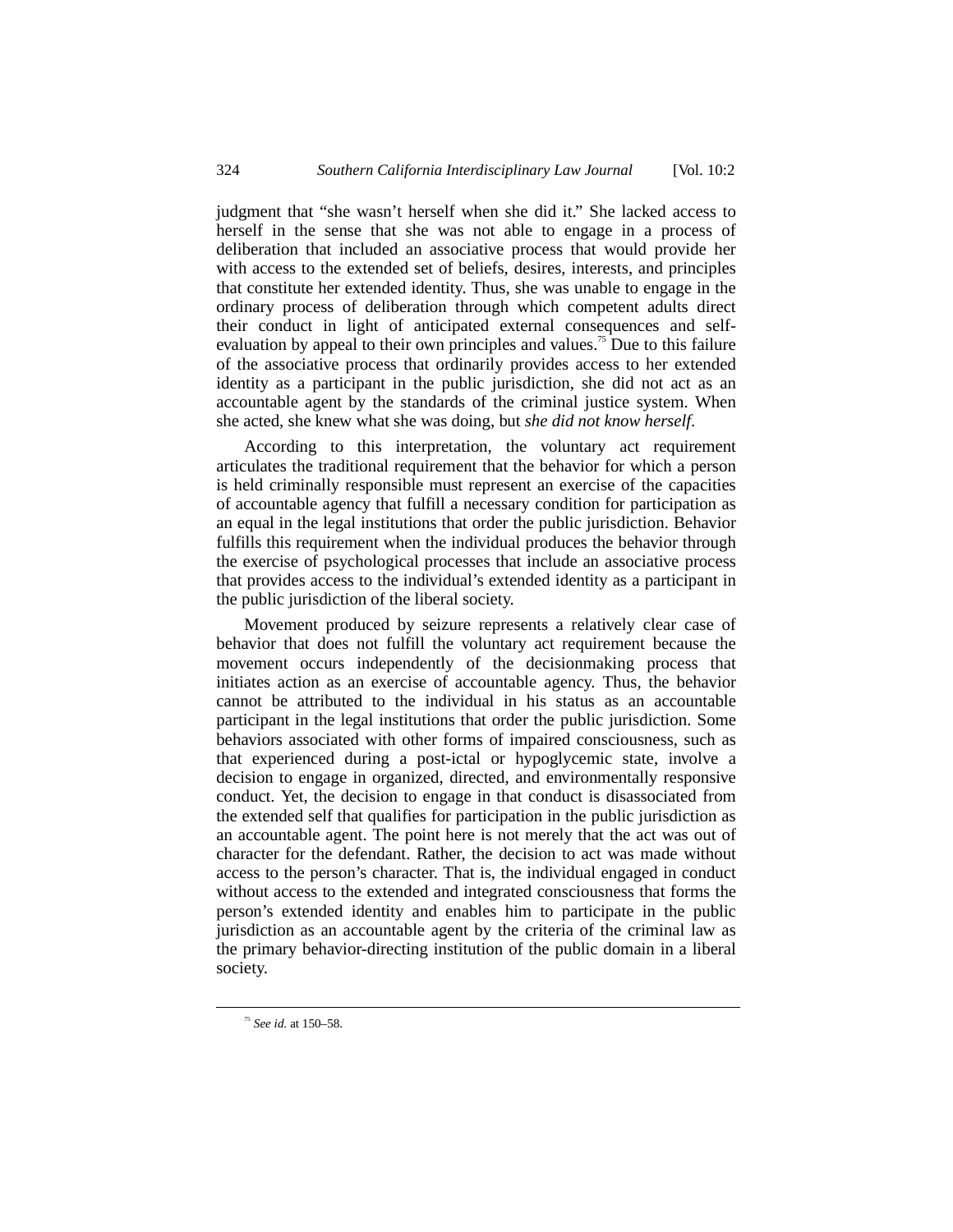judgment that "she wasn't herself when she did it." She lacked access to herself in the sense that she was not able to engage in a process of deliberation that included an associative process that would provide her with access to the extended set of beliefs, desires, interests, and principles that constitute her extended identity. Thus, she was unable to engage in the ordinary process of deliberation through which competent adults direct their conduct in light of anticipated external consequences and self-evaluation by appeal to their own principles and values.[75] Due to this failure of the associative process that ordinarily provides access to her extended identity as a participant in the public jurisdiction, she did not act as an accountable agent by the standards of the criminal justice system. When she acted, she knew what she was doing, but *she did not know herself*.

According to this interpretation, the voluntary act requirement articulates the traditional requirement that the behavior for which a person is held criminally responsible must represent an exercise of the capacities of accountable agency that fulfill a necessary condition for participation as an equal in the legal institutions that order the public jurisdiction. Behavior fulfills this requirement when the individual produces the behavior through the exercise of psychological processes that include an associative process that provides access to the individual's extended identity as a participant in the public jurisdiction of the liberal society.

Movement produced by seizure represents a relatively clear case of behavior that does not fulfill the voluntary act requirement because the movement occurs independently of the decisionmaking process that initiates action as an exercise of accountable agency. Thus, the behavior cannot be attributed to the individual in his status as an accountable participant in the legal institutions that order the public jurisdiction. Some behaviors associated with other forms of impaired consciousness, such as that experienced during a post-ictal or hypoglycemic state, involve a decision to engage in organized, directed, and environmentally responsive conduct. Yet, the decision to engage in that conduct is disassociated from the extended self that qualifies for participation in the public jurisdiction as an accountable agent. The point here is not merely that the act was out of character for the defendant. Rather, the decision to act was made without access to the person's character. That is, the individual engaged in conduct without access to the extended and integrated consciousness that forms the person's extended identity and enables him to participate in the public jurisdiction as an accountable agent by the criteria of the criminal law as the primary behavior-directing institution of the public domain in a liberal society.

---

[75] *See id.* at 150–58.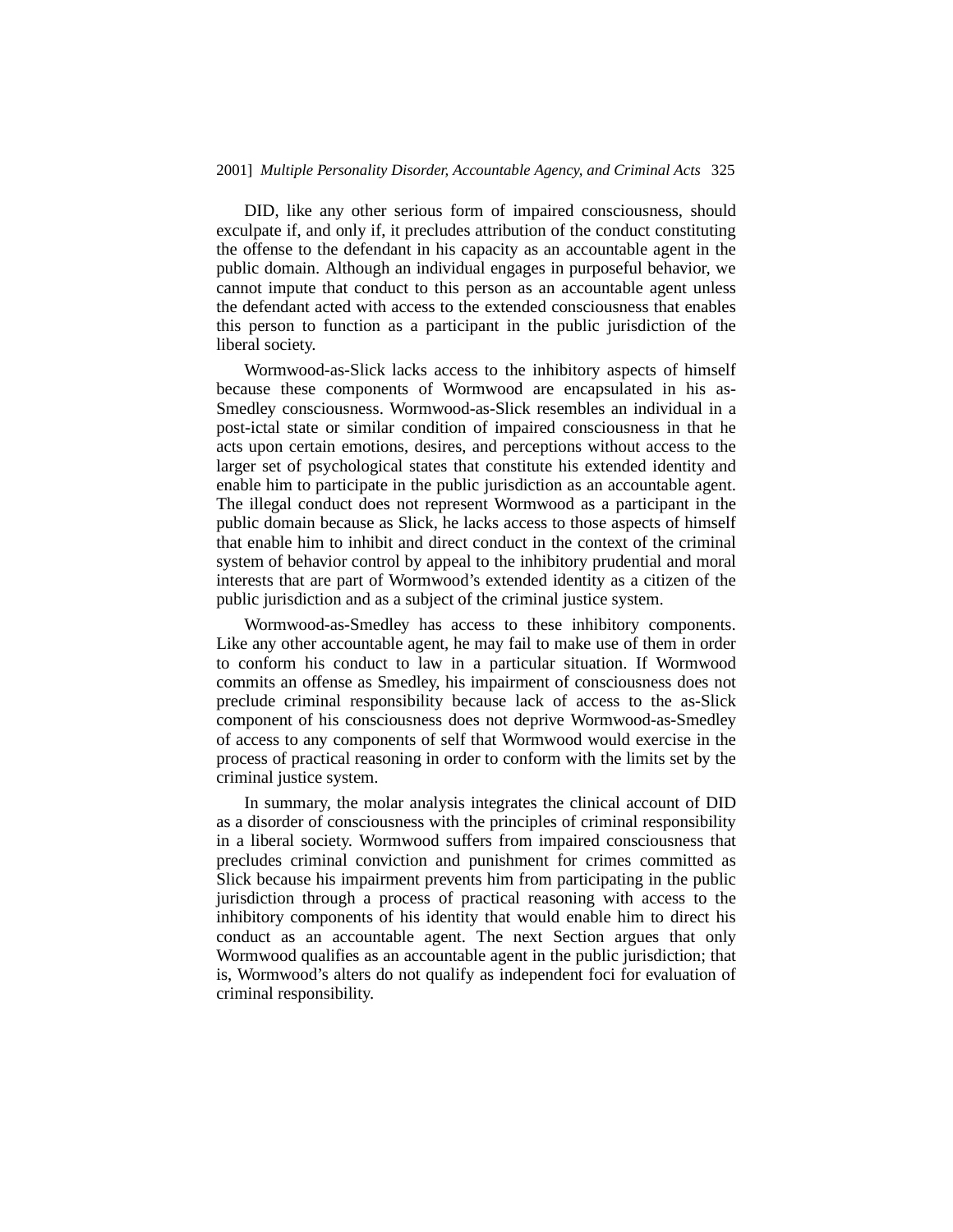DID, like any other serious form of impaired consciousness, should exculpate if, and only if, it precludes attribution of the conduct constituting the offense to the defendant in his capacity as an accountable agent in the public domain. Although an individual engages in purposeful behavior, we cannot impute that conduct to this person as an accountable agent unless the defendant acted with access to the extended consciousness that enables this person to function as a participant in the public jurisdiction of the liberal society.

Wormwood-as-Slick lacks access to the inhibitory aspects of himself because these components of Wormwood are encapsulated in his as-Smedley consciousness. Wormwood-as-Slick resembles an individual in a post-ictal state or similar condition of impaired consciousness in that he acts upon certain emotions, desires, and perceptions without access to the larger set of psychological states that constitute his extended identity and enable him to participate in the public jurisdiction as an accountable agent. The illegal conduct does not represent Wormwood as a participant in the public domain because as Slick, he lacks access to those aspects of himself that enable him to inhibit and direct conduct in the context of the criminal system of behavior control by appeal to the inhibitory prudential and moral interests that are part of Wormwood's extended identity as a citizen of the public jurisdiction and as a subject of the criminal justice system.

Wormwood-as-Smedley has access to these inhibitory components. Like any other accountable agent, he may fail to make use of them in order to conform his conduct to law in a particular situation. If Wormwood commits an offense as Smedley, his impairment of consciousness does not preclude criminal responsibility because lack of access to the as-Slick component of his consciousness does not deprive Wormwood-as-Smedley of access to any components of self that Wormwood would exercise in the process of practical reasoning in order to conform with the limits set by the criminal justice system.

In summary, the molar analysis integrates the clinical account of DID as a disorder of consciousness with the principles of criminal responsibility in a liberal society. Wormwood suffers from impaired consciousness that precludes criminal conviction and punishment for crimes committed as Slick because his impairment prevents him from participating in the public jurisdiction through a process of practical reasoning with access to the inhibitory components of his identity that would enable him to direct his conduct as an accountable agent. The next Section argues that only Wormwood qualifies as an accountable agent in the public jurisdiction; that is, Wormwood's alters do not qualify as independent foci for evaluation of criminal responsibility.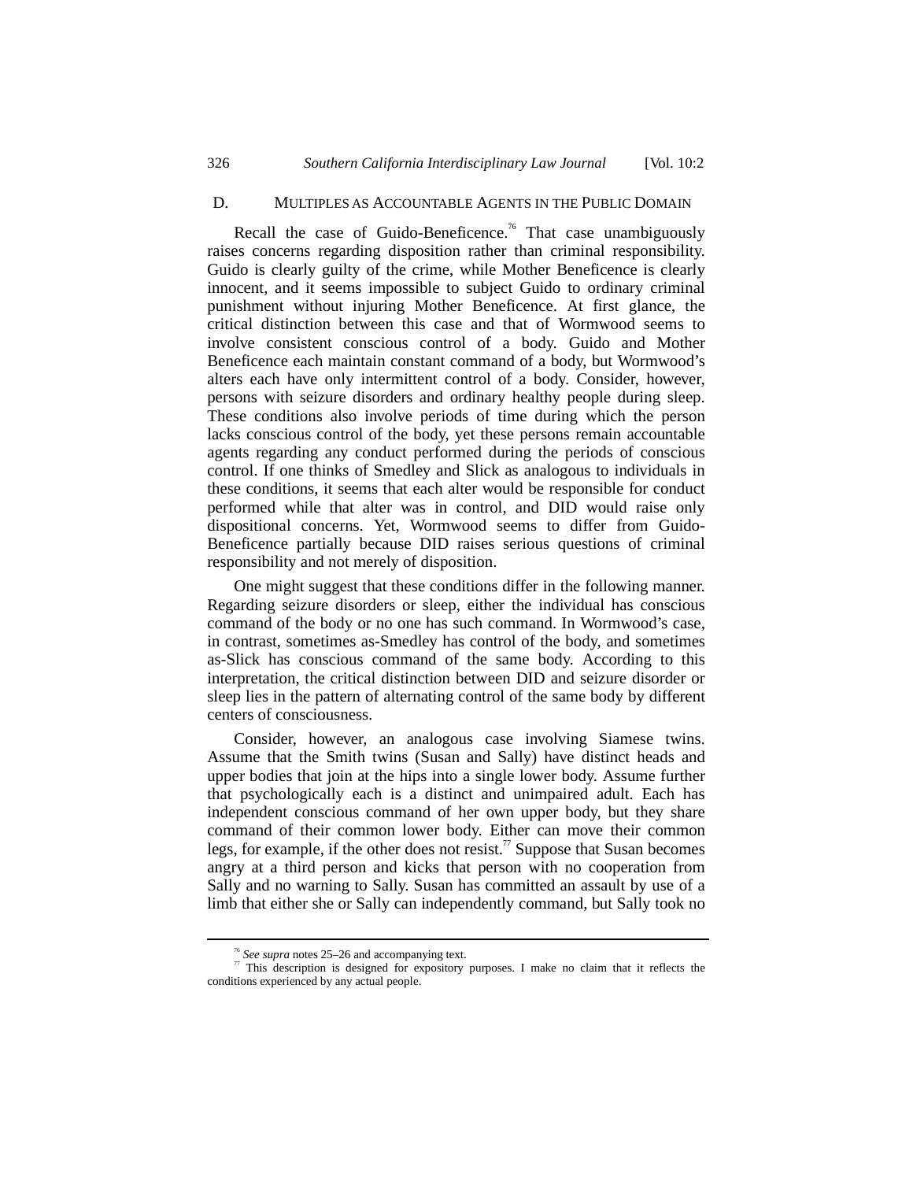### D. MULTIPLES AS ACCOUNTABLE AGENTS IN THE PUBLIC DOMAIN

Recall the case of Guido-Beneficence.[76] That case unambiguously raises concerns regarding disposition rather than criminal responsibility. Guido is clearly guilty of the crime, while Mother Beneficence is clearly innocent, and it seems impossible to subject Guido to ordinary criminal punishment without injuring Mother Beneficence. At first glance, the critical distinction between this case and that of Wormwood seems to involve consistent conscious control of a body. Guido and Mother Beneficence each maintain constant command of a body, but Wormwood's alters each have only intermittent control of a body. Consider, however, persons with seizure disorders and ordinary healthy people during sleep. These conditions also involve periods of time during which the person lacks conscious control of the body, yet these persons remain accountable agents regarding any conduct performed during the periods of conscious control. If one thinks of Smedley and Slick as analogous to individuals in these conditions, it seems that each alter would be responsible for conduct performed while that alter was in control, and DID would raise only dispositional concerns. Yet, Wormwood seems to differ from Guido-Beneficence partially because DID raises serious questions of criminal responsibility and not merely of disposition.

One might suggest that these conditions differ in the following manner. Regarding seizure disorders or sleep, either the individual has conscious command of the body or no one has such command. In Wormwood's case, in contrast, sometimes as-Smedley has control of the body, and sometimes as-Slick has conscious command of the same body. According to this interpretation, the critical distinction between DID and seizure disorder or sleep lies in the pattern of alternating control of the same body by different centers of consciousness.

Consider, however, an analogous case involving Siamese twins. Assume that the Smith twins (Susan and Sally) have distinct heads and upper bodies that join at the hips into a single lower body. Assume further that psychologically each is a distinct and unimpaired adult. Each has independent conscious command of her own upper body, but they share command of their common lower body. Either can move their common legs, for example, if the other does not resist.[77] Suppose that Susan becomes angry at a third person and kicks that person with no cooperation from Sally and no warning to Sally. Susan has committed an assault by use of a limb that either she or Sally can independently command, but Sally took no

---

[76] *See supra* notes 25–26 and accompanying text.

[77] This description is designed for expository purposes. I make no claim that it reflects the conditions experienced by any actual people.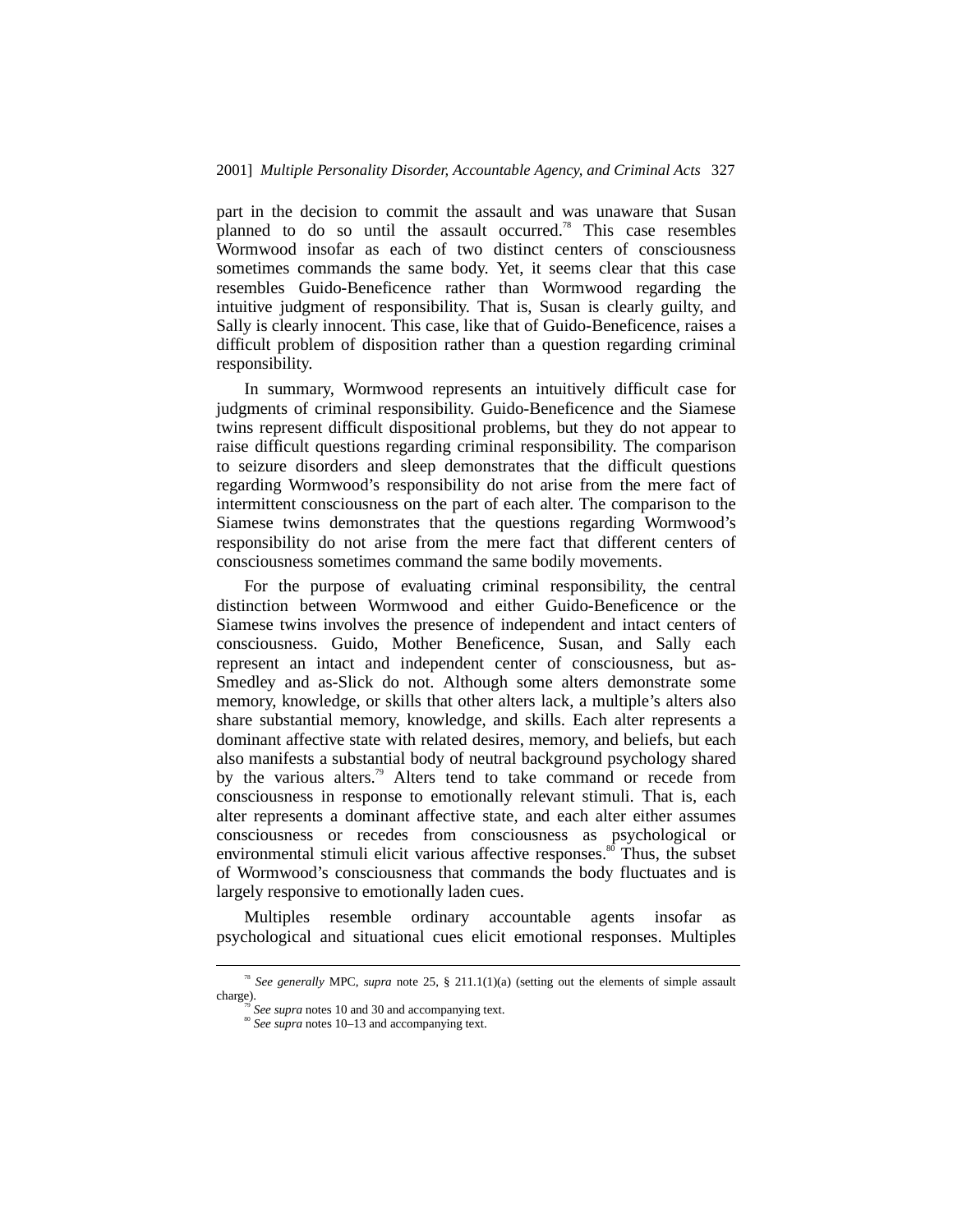part in the decision to commit the assault and was unaware that Susan planned to do so until the assault occurred.[78] This case resembles Wormwood insofar as each of two distinct centers of consciousness sometimes commands the same body. Yet, it seems clear that this case resembles Guido-Beneficence rather than Wormwood regarding the intuitive judgment of responsibility. That is, Susan is clearly guilty, and Sally is clearly innocent. This case, like that of Guido-Beneficence, raises a difficult problem of disposition rather than a question regarding criminal responsibility.

In summary, Wormwood represents an intuitively difficult case for judgments of criminal responsibility. Guido-Beneficence and the Siamese twins represent difficult dispositional problems, but they do not appear to raise difficult questions regarding criminal responsibility. The comparison to seizure disorders and sleep demonstrates that the difficult questions regarding Wormwood's responsibility do not arise from the mere fact of intermittent consciousness on the part of each alter. The comparison to the Siamese twins demonstrates that the questions regarding Wormwood's responsibility do not arise from the mere fact that different centers of consciousness sometimes command the same bodily movements.

For the purpose of evaluating criminal responsibility, the central distinction between Wormwood and either Guido-Beneficence or the Siamese twins involves the presence of independent and intact centers of consciousness. Guido, Mother Beneficence, Susan, and Sally each represent an intact and independent center of consciousness, but as-Smedley and as-Slick do not. Although some alters demonstrate some memory, knowledge, or skills that other alters lack, a multiple's alters also share substantial memory, knowledge, and skills. Each alter represents a dominant affective state with related desires, memory, and beliefs, but each also manifests a substantial body of neutral background psychology shared by the various alters.[79] Alters tend to take command or recede from consciousness in response to emotionally relevant stimuli. That is, each alter represents a dominant affective state, and each alter either assumes consciousness or recedes from consciousness as psychological or environmental stimuli elicit various affective responses.[80] Thus, the subset of Wormwood's consciousness that commands the body fluctuates and is largely responsive to emotionally laden cues.

Multiples resemble ordinary accountable agents insofar as psychological and situational cues elicit emotional responses. Multiples

---

[78] *See generally* MPC, *supra* note 25, § 211.1(1)(a) (setting out the elements of simple assault charge).

[79] *See supra* notes 10 and 30 and accompanying text.

[80] *See supra* notes 10–13 and accompanying text.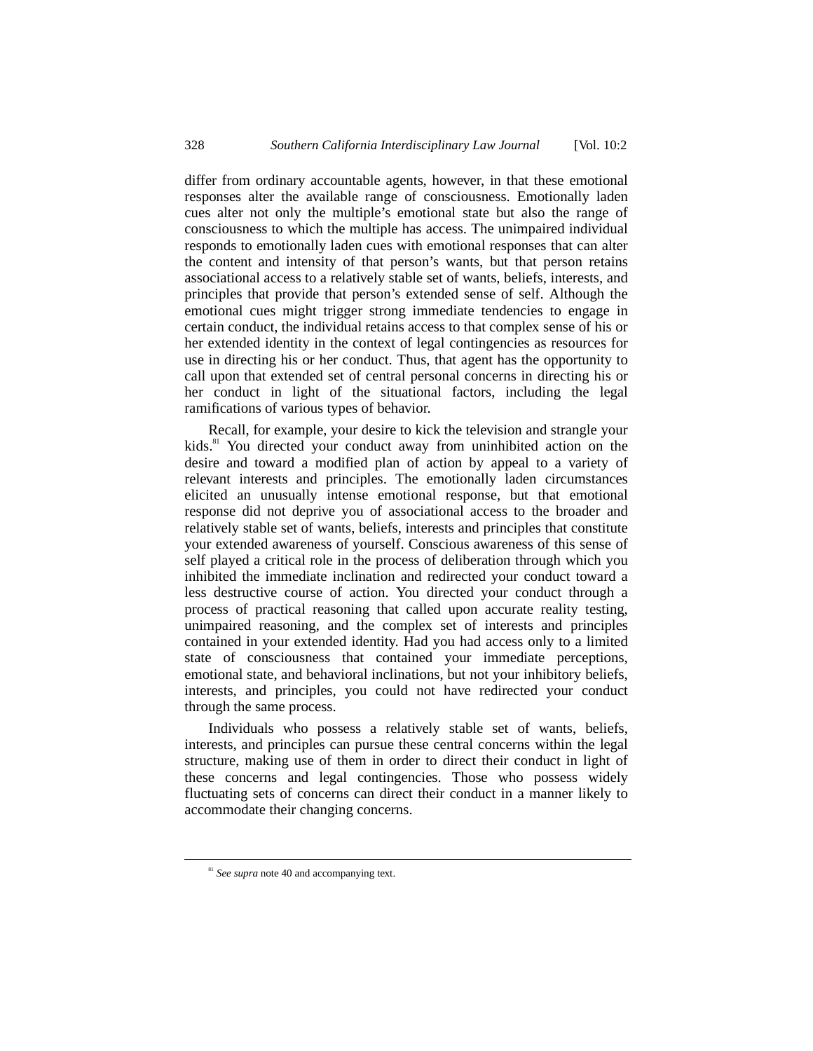differ from ordinary accountable agents, however, in that these emotional responses alter the available range of consciousness. Emotionally laden cues alter not only the multiple's emotional state but also the range of consciousness to which the multiple has access. The unimpaired individual responds to emotionally laden cues with emotional responses that can alter the content and intensity of that person's wants, but that person retains associational access to a relatively stable set of wants, beliefs, interests, and principles that provide that person's extended sense of self. Although the emotional cues might trigger strong immediate tendencies to engage in certain conduct, the individual retains access to that complex sense of his or her extended identity in the context of legal contingencies as resources for use in directing his or her conduct. Thus, that agent has the opportunity to call upon that extended set of central personal concerns in directing his or her conduct in light of the situational factors, including the legal ramifications of various types of behavior.

Recall, for example, your desire to kick the television and strangle your kids.[81] You directed your conduct away from uninhibited action on the desire and toward a modified plan of action by appeal to a variety of relevant interests and principles. The emotionally laden circumstances elicited an unusually intense emotional response, but that emotional response did not deprive you of associational access to the broader and relatively stable set of wants, beliefs, interests and principles that constitute your extended awareness of yourself. Conscious awareness of this sense of self played a critical role in the process of deliberation through which you inhibited the immediate inclination and redirected your conduct toward a less destructive course of action. You directed your conduct through a process of practical reasoning that called upon accurate reality testing, unimpaired reasoning, and the complex set of interests and principles contained in your extended identity. Had you had access only to a limited state of consciousness that contained your immediate perceptions, emotional state, and behavioral inclinations, but not your inhibitory beliefs, interests, and principles, you could not have redirected your conduct through the same process.

Individuals who possess a relatively stable set of wants, beliefs, interests, and principles can pursue these central concerns within the legal structure, making use of them in order to direct their conduct in light of these concerns and legal contingencies. Those who possess widely fluctuating sets of concerns can direct their conduct in a manner likely to accommodate their changing concerns.

---

[81] *See supra* note 40 and accompanying text.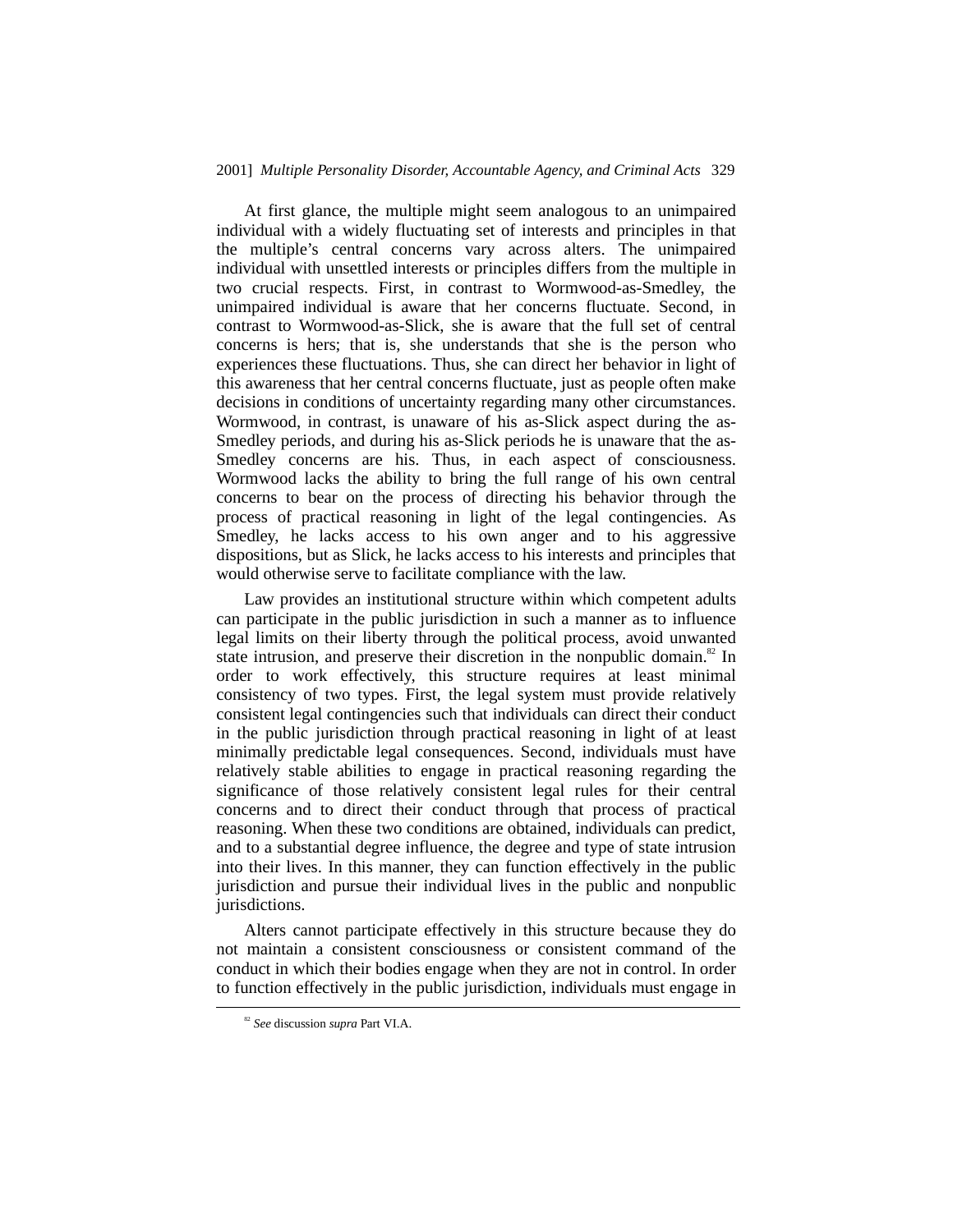At first glance, the multiple might seem analogous to an unimpaired individual with a widely fluctuating set of interests and principles in that the multiple's central concerns vary across alters. The unimpaired individual with unsettled interests or principles differs from the multiple in two crucial respects. First, in contrast to Wormwood-as-Smedley, the unimpaired individual is aware that her concerns fluctuate. Second, in contrast to Wormwood-as-Slick, she is aware that the full set of central concerns is hers; that is, she understands that she is the person who experiences these fluctuations. Thus, she can direct her behavior in light of this awareness that her central concerns fluctuate, just as people often make decisions in conditions of uncertainty regarding many other circumstances. Wormwood, in contrast, is unaware of his as-Slick aspect during the as-Smedley periods, and during his as-Slick periods he is unaware that the as-Smedley concerns are his. Thus, in each aspect of consciousness. Wormwood lacks the ability to bring the full range of his own central concerns to bear on the process of directing his behavior through the process of practical reasoning in light of the legal contingencies. As Smedley, he lacks access to his own anger and to his aggressive dispositions, but as Slick, he lacks access to his interests and principles that would otherwise serve to facilitate compliance with the law.

Law provides an institutional structure within which competent adults can participate in the public jurisdiction in such a manner as to influence legal limits on their liberty through the political process, avoid unwanted state intrusion, and preserve their discretion in the nonpublic domain.[82] In order to work effectively, this structure requires at least minimal consistency of two types. First, the legal system must provide relatively consistent legal contingencies such that individuals can direct their conduct in the public jurisdiction through practical reasoning in light of at least minimally predictable legal consequences. Second, individuals must have relatively stable abilities to engage in practical reasoning regarding the significance of those relatively consistent legal rules for their central concerns and to direct their conduct through that process of practical reasoning. When these two conditions are obtained, individuals can predict, and to a substantial degree influence, the degree and type of state intrusion into their lives. In this manner, they can function effectively in the public jurisdiction and pursue their individual lives in the public and nonpublic jurisdictions.

Alters cannot participate effectively in this structure because they do not maintain a consistent consciousness or consistent command of the conduct in which their bodies engage when they are not in control. In order to function effectively in the public jurisdiction, individuals must engage in

---

[82] *See* discussion *supra* Part VI.A.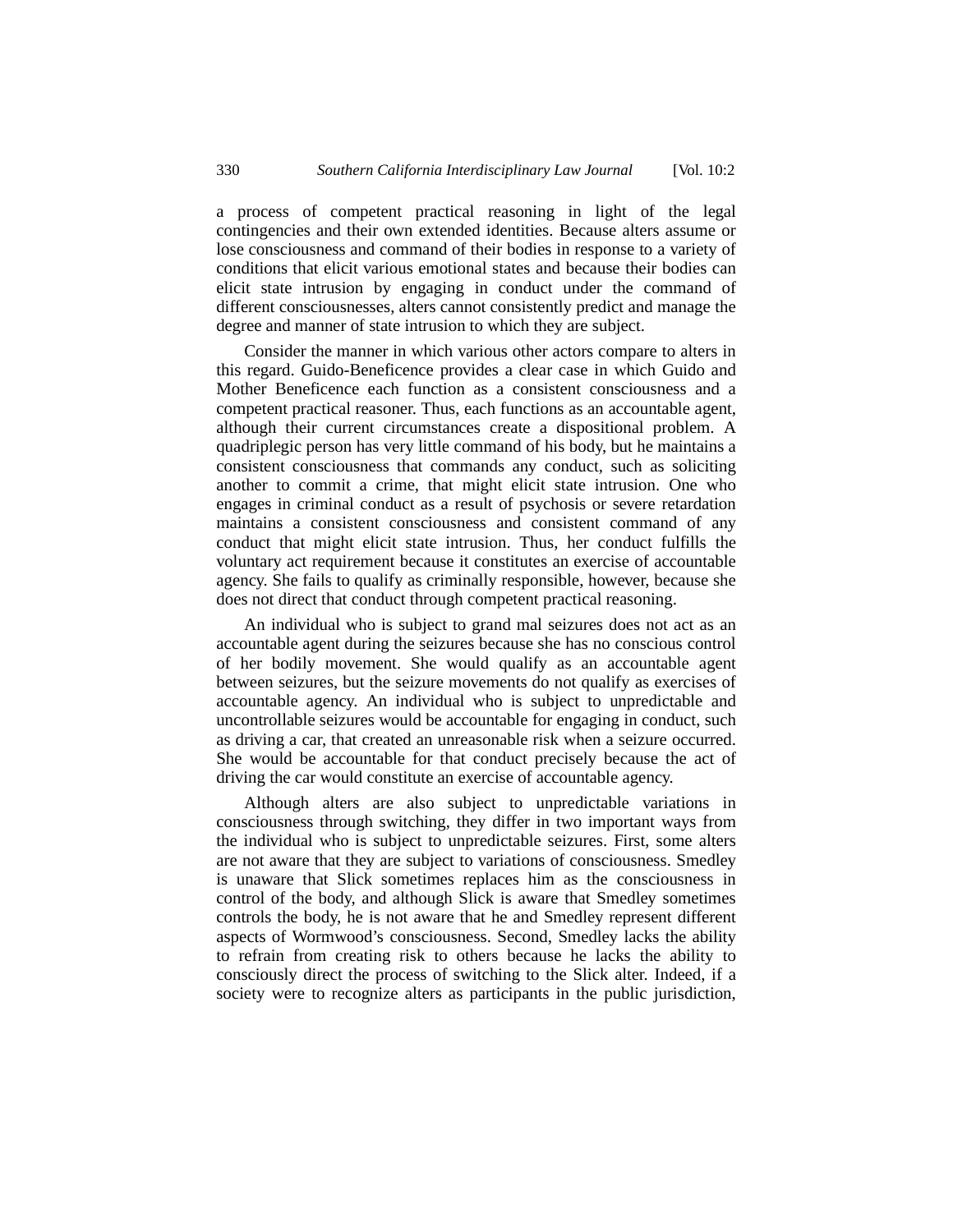a process of competent practical reasoning in light of the legal contingencies and their own extended identities. Because alters assume or lose consciousness and command of their bodies in response to a variety of conditions that elicit various emotional states and because their bodies can elicit state intrusion by engaging in conduct under the command of different consciousnesses, alters cannot consistently predict and manage the degree and manner of state intrusion to which they are subject.

Consider the manner in which various other actors compare to alters in this regard. Guido-Beneficence provides a clear case in which Guido and Mother Beneficence each function as a consistent consciousness and a competent practical reasoner. Thus, each functions as an accountable agent, although their current circumstances create a dispositional problem. A quadriplegic person has very little command of his body, but he maintains a consistent consciousness that commands any conduct, such as soliciting another to commit a crime, that might elicit state intrusion. One who engages in criminal conduct as a result of psychosis or severe retardation maintains a consistent consciousness and consistent command of any conduct that might elicit state intrusion. Thus, her conduct fulfills the voluntary act requirement because it constitutes an exercise of accountable agency. She fails to qualify as criminally responsible, however, because she does not direct that conduct through competent practical reasoning.

An individual who is subject to grand mal seizures does not act as an accountable agent during the seizures because she has no conscious control of her bodily movement. She would qualify as an accountable agent between seizures, but the seizure movements do not qualify as exercises of accountable agency. An individual who is subject to unpredictable and uncontrollable seizures would be accountable for engaging in conduct, such as driving a car, that created an unreasonable risk when a seizure occurred. She would be accountable for that conduct precisely because the act of driving the car would constitute an exercise of accountable agency.

Although alters are also subject to unpredictable variations in consciousness through switching, they differ in two important ways from the individual who is subject to unpredictable seizures. First, some alters are not aware that they are subject to variations of consciousness. Smedley is unaware that Slick sometimes replaces him as the consciousness in control of the body, and although Slick is aware that Smedley sometimes controls the body, he is not aware that he and Smedley represent different aspects of Wormwood's consciousness. Second, Smedley lacks the ability to refrain from creating risk to others because he lacks the ability to consciously direct the process of switching to the Slick alter. Indeed, if a society were to recognize alters as participants in the public jurisdiction,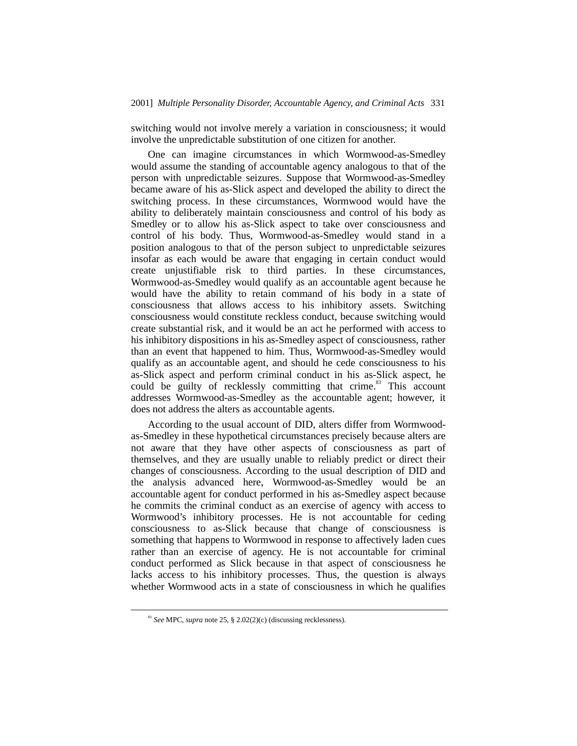switching would not involve merely a variation in consciousness; it would involve the unpredictable substitution of one citizen for another.

One can imagine circumstances in which Wormwood-as-Smedley would assume the standing of accountable agency analogous to that of the person with unpredictable seizures. Suppose that Wormwood-as-Smedley became aware of his as-Slick aspect and developed the ability to direct the switching process. In these circumstances, Wormwood would have the ability to deliberately maintain consciousness and control of his body as Smedley or to allow his as-Slick aspect to take over consciousness and control of his body. Thus, Wormwood-as-Smedley would stand in a position analogous to that of the person subject to unpredictable seizures insofar as each would be aware that engaging in certain conduct would create unjustifiable risk to third parties. In these circumstances, Wormwood-as-Smedley would qualify as an accountable agent because he would have the ability to retain command of his body in a state of consciousness that allows access to his inhibitory assets. Switching consciousness would constitute reckless conduct, because switching would create substantial risk, and it would be an act he performed with access to his inhibitory dispositions in his as-Smedley aspect of consciousness, rather than an event that happened to him. Thus, Wormwood-as-Smedley would qualify as an accountable agent, and should he cede consciousness to his as-Slick aspect and perform criminal conduct in his as-Slick aspect, he could be guilty of recklessly committing that crime.[83] This account addresses Wormwood-as-Smedley as the accountable agent; however, it does not address the alters as accountable agents.

According to the usual account of DID, alters differ from Wormwood-as-Smedley in these hypothetical circumstances precisely because alters are not aware that they have other aspects of consciousness as part of themselves, and they are usually unable to reliably predict or direct their changes of consciousness. According to the usual description of DID and the analysis advanced here, Wormwood-as-Smedley would be an accountable agent for conduct performed in his as-Smedley aspect because he commits the criminal conduct as an exercise of agency with access to Wormwood's inhibitory processes. He is not accountable for ceding consciousness to as-Slick because that change of consciousness is something that happens to Wormwood in response to affectively laden cues rather than an exercise of agency. He is not accountable for criminal conduct performed as Slick because in that aspect of consciousness he lacks access to his inhibitory processes. Thus, the question is always whether Wormwood acts in a state of consciousness in which he qualifies

[83] *See* MPC, *supra* note 25, § 2.02(2)(c) (discussing recklessness).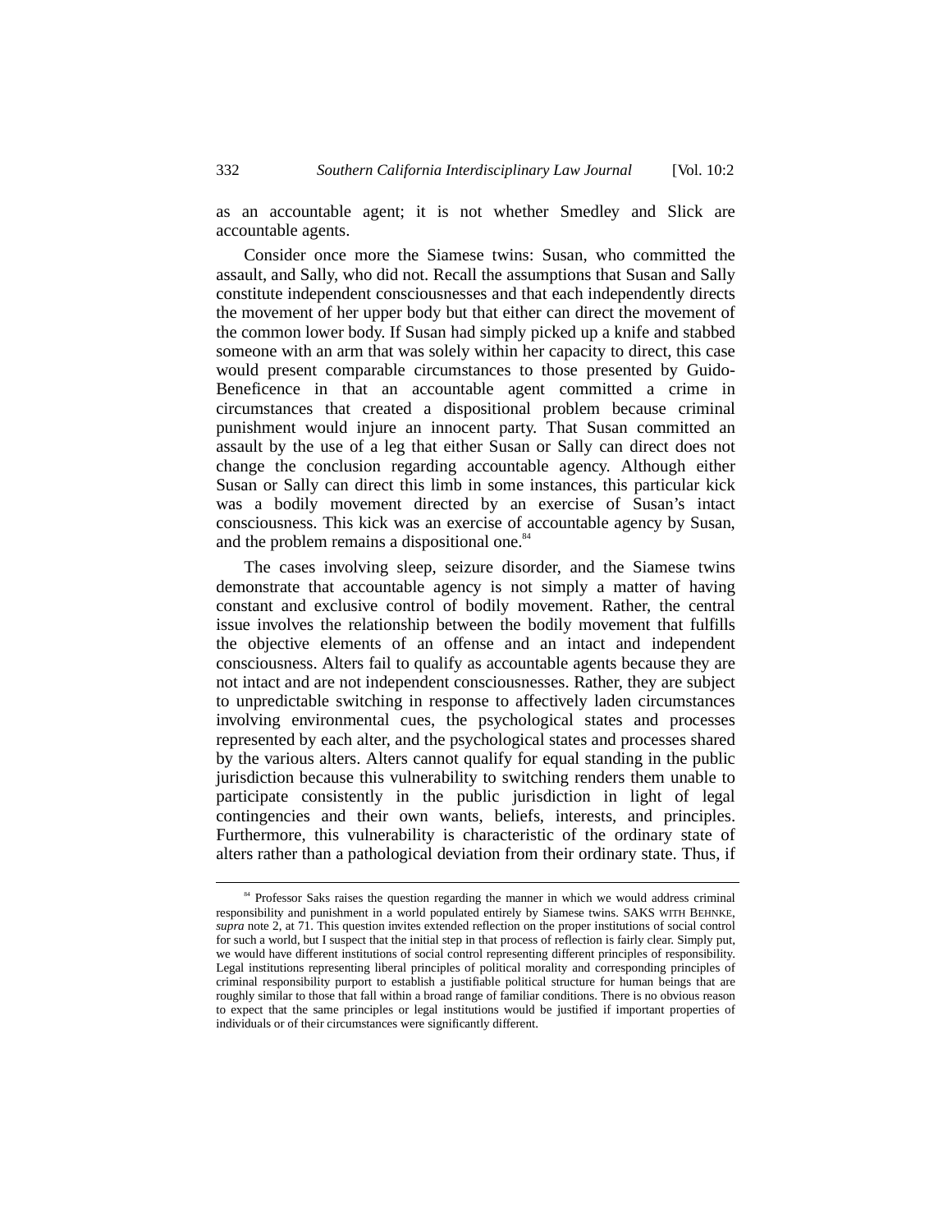as an accountable agent; it is not whether Smedley and Slick are accountable agents.

Consider once more the Siamese twins: Susan, who committed the assault, and Sally, who did not. Recall the assumptions that Susan and Sally constitute independent consciousnesses and that each independently directs the movement of her upper body but that either can direct the movement of the common lower body. If Susan had simply picked up a knife and stabbed someone with an arm that was solely within her capacity to direct, this case would present comparable circumstances to those presented by Guido-Beneficence in that an accountable agent committed a crime in circumstances that created a dispositional problem because criminal punishment would injure an innocent party. That Susan committed an assault by the use of a leg that either Susan or Sally can direct does not change the conclusion regarding accountable agency. Although either Susan or Sally can direct this limb in some instances, this particular kick was a bodily movement directed by an exercise of Susan's intact consciousness. This kick was an exercise of accountable agency by Susan, and the problem remains a dispositional one.[84]

The cases involving sleep, seizure disorder, and the Siamese twins demonstrate that accountable agency is not simply a matter of having constant and exclusive control of bodily movement. Rather, the central issue involves the relationship between the bodily movement that fulfills the objective elements of an offense and an intact and independent consciousness. Alters fail to qualify as accountable agents because they are not intact and are not independent consciousnesses. Rather, they are subject to unpredictable switching in response to affectively laden circumstances involving environmental cues, the psychological states and processes represented by each alter, and the psychological states and processes shared by the various alters. Alters cannot qualify for equal standing in the public jurisdiction because this vulnerability to switching renders them unable to participate consistently in the public jurisdiction in light of legal contingencies and their own wants, beliefs, interests, and principles. Furthermore, this vulnerability is characteristic of the ordinary state of alters rather than a pathological deviation from their ordinary state. Thus, if

---

[84] Professor Saks raises the question regarding the manner in which we would address criminal responsibility and punishment in a world populated entirely by Siamese twins. SAKS WITH BEHNKE, *supra* note 2, at 71. This question invites extended reflection on the proper institutions of social control for such a world, but I suspect that the initial step in that process of reflection is fairly clear. Simply put, we would have different institutions of social control representing different principles of responsibility. Legal institutions representing liberal principles of political morality and corresponding principles of criminal responsibility purport to establish a justifiable political structure for human beings that are roughly similar to those that fall within a broad range of familiar conditions. There is no obvious reason to expect that the same principles or legal institutions would be justified if important properties of individuals or of their circumstances were significantly different.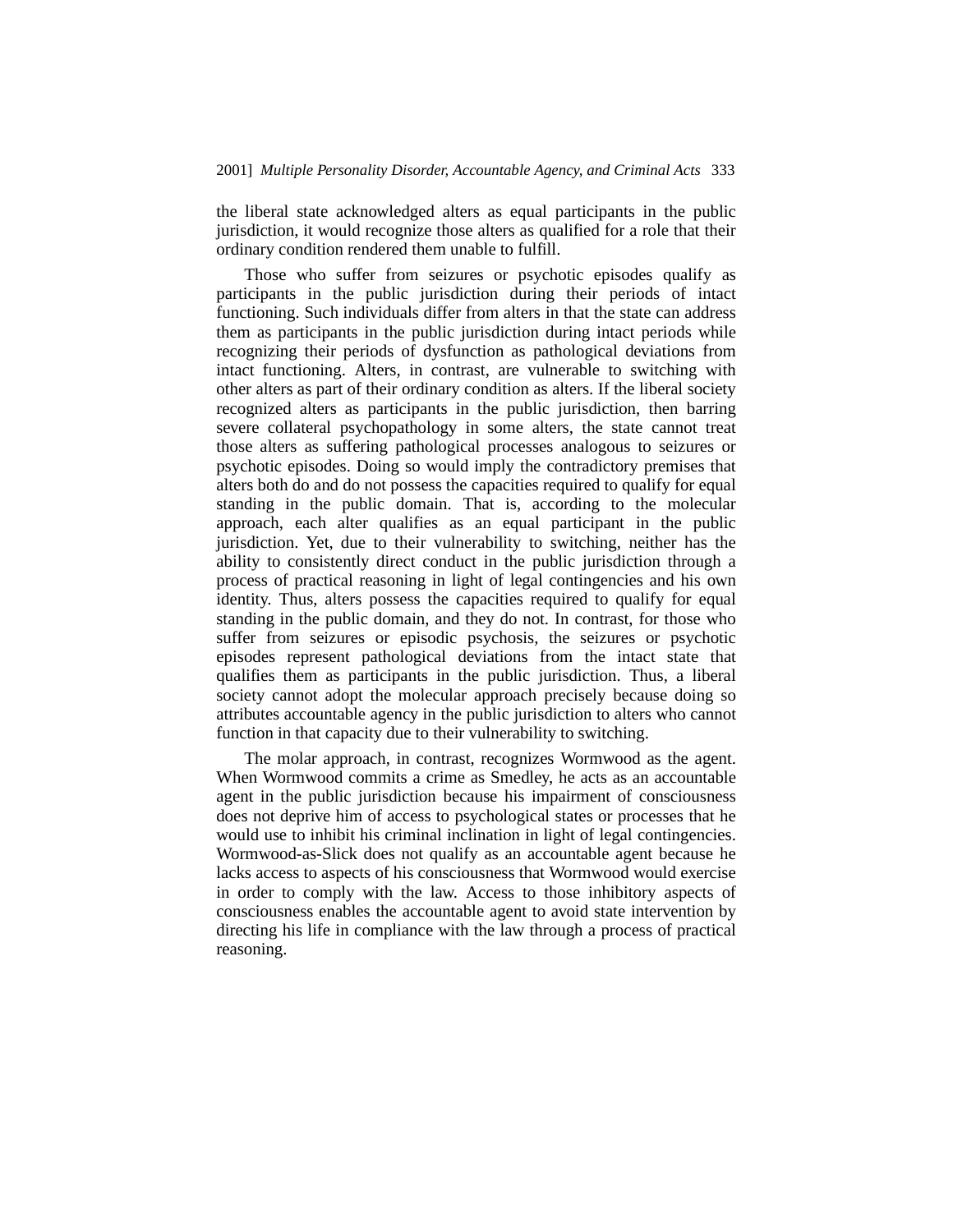the liberal state acknowledged alters as equal participants in the public jurisdiction, it would recognize those alters as qualified for a role that their ordinary condition rendered them unable to fulfill.

Those who suffer from seizures or psychotic episodes qualify as participants in the public jurisdiction during their periods of intact functioning. Such individuals differ from alters in that the state can address them as participants in the public jurisdiction during intact periods while recognizing their periods of dysfunction as pathological deviations from intact functioning. Alters, in contrast, are vulnerable to switching with other alters as part of their ordinary condition as alters. If the liberal society recognized alters as participants in the public jurisdiction, then barring severe collateral psychopathology in some alters, the state cannot treat those alters as suffering pathological processes analogous to seizures or psychotic episodes. Doing so would imply the contradictory premises that alters both do and do not possess the capacities required to qualify for equal standing in the public domain. That is, according to the molecular approach, each alter qualifies as an equal participant in the public jurisdiction. Yet, due to their vulnerability to switching, neither has the ability to consistently direct conduct in the public jurisdiction through a process of practical reasoning in light of legal contingencies and his own identity. Thus, alters possess the capacities required to qualify for equal standing in the public domain, and they do not. In contrast, for those who suffer from seizures or episodic psychosis, the seizures or psychotic episodes represent pathological deviations from the intact state that qualifies them as participants in the public jurisdiction. Thus, a liberal society cannot adopt the molecular approach precisely because doing so attributes accountable agency in the public jurisdiction to alters who cannot function in that capacity due to their vulnerability to switching.

The molar approach, in contrast, recognizes Wormwood as the agent. When Wormwood commits a crime as Smedley, he acts as an accountable agent in the public jurisdiction because his impairment of consciousness does not deprive him of access to psychological states or processes that he would use to inhibit his criminal inclination in light of legal contingencies. Wormwood-as-Slick does not qualify as an accountable agent because he lacks access to aspects of his consciousness that Wormwood would exercise in order to comply with the law. Access to those inhibitory aspects of consciousness enables the accountable agent to avoid state intervention by directing his life in compliance with the law through a process of practical reasoning.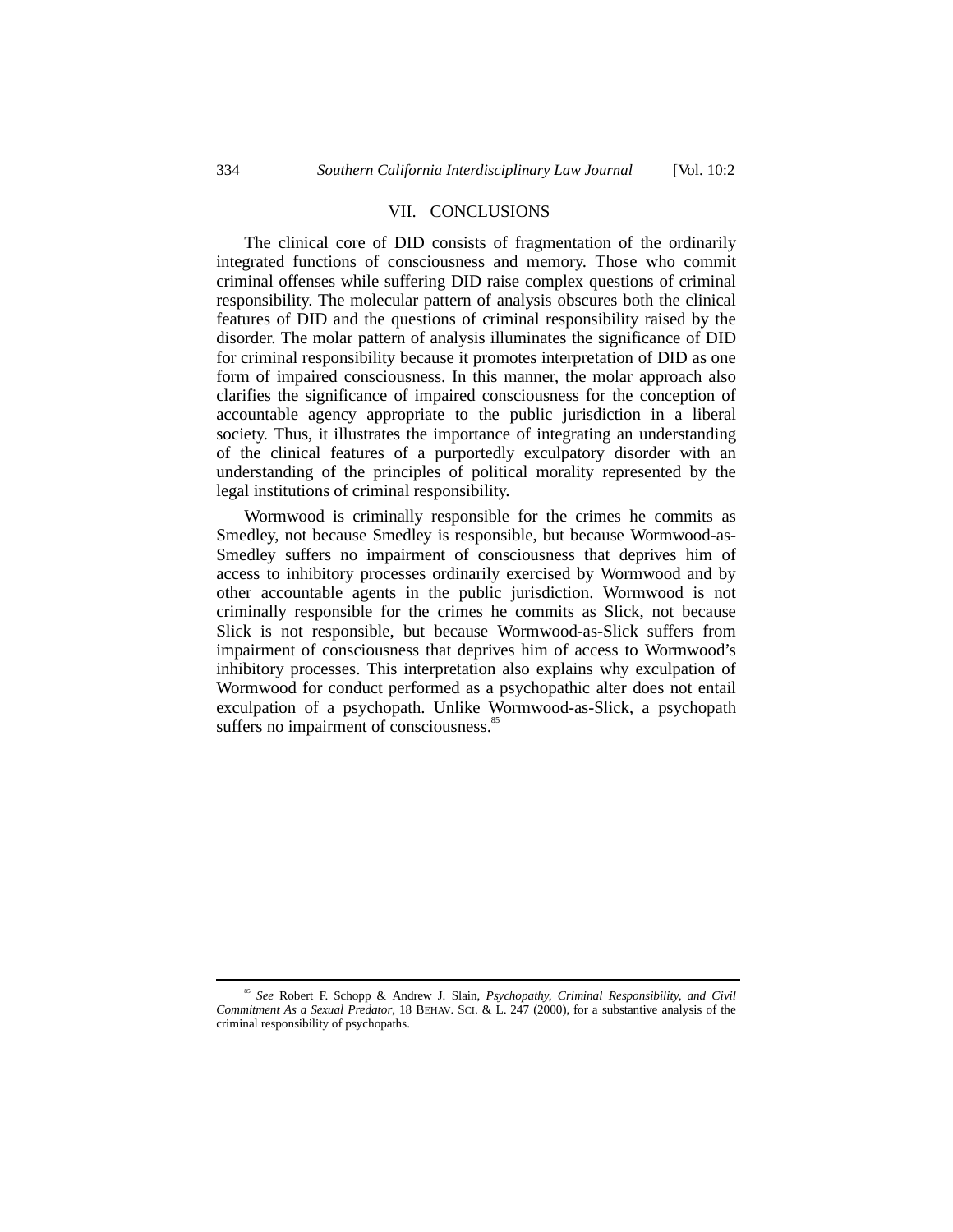## VII. CONCLUSIONS

The clinical core of DID consists of fragmentation of the ordinarily integrated functions of consciousness and memory. Those who commit criminal offenses while suffering DID raise complex questions of criminal responsibility. The molecular pattern of analysis obscures both the clinical features of DID and the questions of criminal responsibility raised by the disorder. The molar pattern of analysis illuminates the significance of DID for criminal responsibility because it promotes interpretation of DID as one form of impaired consciousness. In this manner, the molar approach also clarifies the significance of impaired consciousness for the conception of accountable agency appropriate to the public jurisdiction in a liberal society. Thus, it illustrates the importance of integrating an understanding of the clinical features of a purportedly exculpatory disorder with an understanding of the principles of political morality represented by the legal institutions of criminal responsibility.

Wormwood is criminally responsible for the crimes he commits as Smedley, not because Smedley is responsible, but because Wormwood-as-Smedley suffers no impairment of consciousness that deprives him of access to inhibitory processes ordinarily exercised by Wormwood and by other accountable agents in the public jurisdiction. Wormwood is not criminally responsible for the crimes he commits as Slick, not because Slick is not responsible, but because Wormwood-as-Slick suffers from impairment of consciousness that deprives him of access to Wormwood's inhibitory processes. This interpretation also explains why exculpation of Wormwood for conduct performed as a psychopathic alter does not entail exculpation of a psychopath. Unlike Wormwood-as-Slick, a psychopath suffers no impairment of consciousness.[85]

---

[85] *See* Robert F. Schopp & Andrew J. Slain, *Psychopathy, Criminal Responsibility, and Civil Commitment As a Sexual Predator*, 18 BEHAV. SCI. & L. 247 (2000), for a substantive analysis of the criminal responsibility of psychopaths.